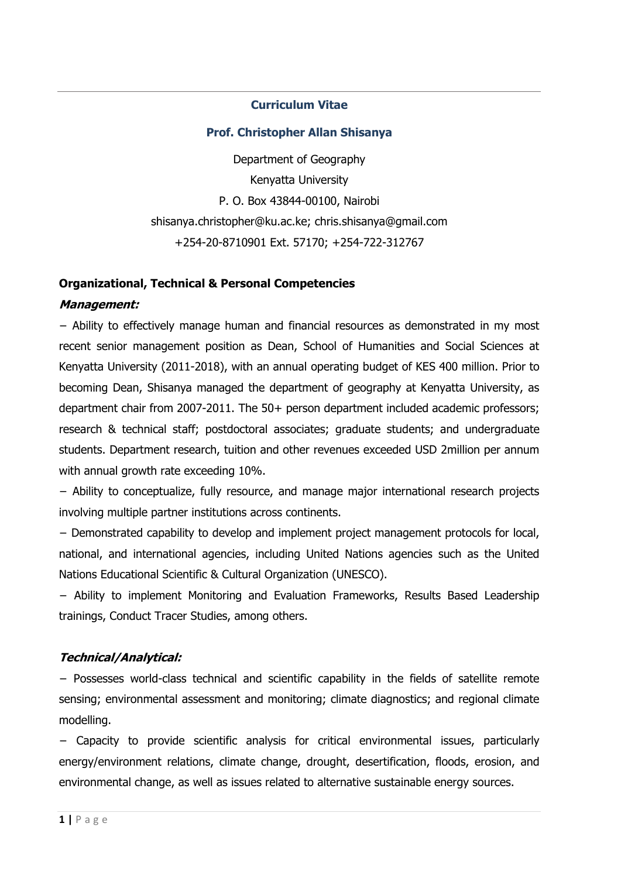# Curriculum Vitae

## Prof. Christopher Allan Shisanya

Department of Geography

Kenyatta University

P. O. Box 43844-00100, Nairobi

shisanya.christopher@ku.ac.ke; chris.shisanya@gmail.com

+254-20-8710901 Ext. 57170; +254-722-312767

### Organizational, Technical & Personal Competencies

***Management:***

− Ability to effectively manage human and financial resources as demonstrated in my most recent senior management position as Dean, School of Humanities and Social Sciences at Kenyatta University (2011-2018), with an annual operating budget of KES 400 million. Prior to becoming Dean, Shisanya managed the department of geography at Kenyatta University, as department chair from 2007-2011. The 50+ person department included academic professors; research & technical staff; postdoctoral associates; graduate students; and undergraduate students. Department research, tuition and other revenues exceeded USD 2million per annum with annual growth rate exceeding 10%.

− Ability to conceptualize, fully resource, and manage major international research projects involving multiple partner institutions across continents.

− Demonstrated capability to develop and implement project management protocols for local, national, and international agencies, including United Nations agencies such as the United Nations Educational Scientific & Cultural Organization (UNESCO).

− Ability to implement Monitoring and Evaluation Frameworks, Results Based Leadership trainings, Conduct Tracer Studies, among others.

***Technical/Analytical:***

− Possesses world-class technical and scientific capability in the fields of satellite remote sensing; environmental assessment and monitoring; climate diagnostics; and regional climate modelling.

− Capacity to provide scientific analysis for critical environmental issues, particularly energy/environment relations, climate change, drought, desertification, floods, erosion, and environmental change, as well as issues related to alternative sustainable energy sources.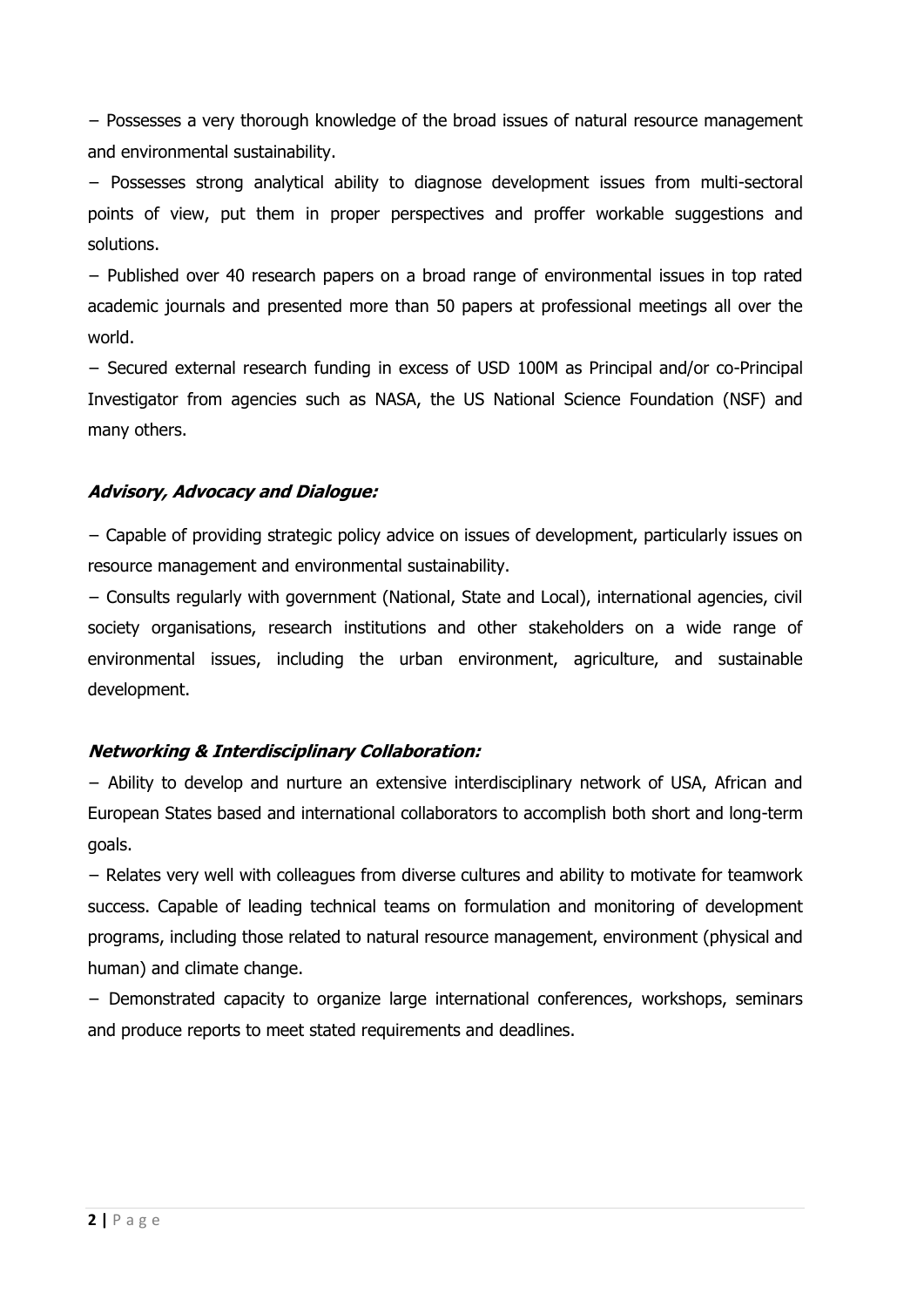− Possesses a very thorough knowledge of the broad issues of natural resource management and environmental sustainability.

− Possesses strong analytical ability to diagnose development issues from multi-sectoral points of view, put them in proper perspectives and proffer workable suggestions and solutions.

− Published over 40 research papers on a broad range of environmental issues in top rated academic journals and presented more than 50 papers at professional meetings all over the world.

− Secured external research funding in excess of USD 100M as Principal and/or co-Principal Investigator from agencies such as NASA, the US National Science Foundation (NSF) and many others.

***Advisory, Advocacy and Dialogue:***

− Capable of providing strategic policy advice on issues of development, particularly issues on resource management and environmental sustainability.

− Consults regularly with government (National, State and Local), international agencies, civil society organisations, research institutions and other stakeholders on a wide range of environmental issues, including the urban environment, agriculture, and sustainable development.

***Networking & Interdisciplinary Collaboration:***

− Ability to develop and nurture an extensive interdisciplinary network of USA, African and European States based and international collaborators to accomplish both short and long-term goals.

− Relates very well with colleagues from diverse cultures and ability to motivate for teamwork success. Capable of leading technical teams on formulation and monitoring of development programs, including those related to natural resource management, environment (physical and human) and climate change.

− Demonstrated capacity to organize large international conferences, workshops, seminars and produce reports to meet stated requirements and deadlines.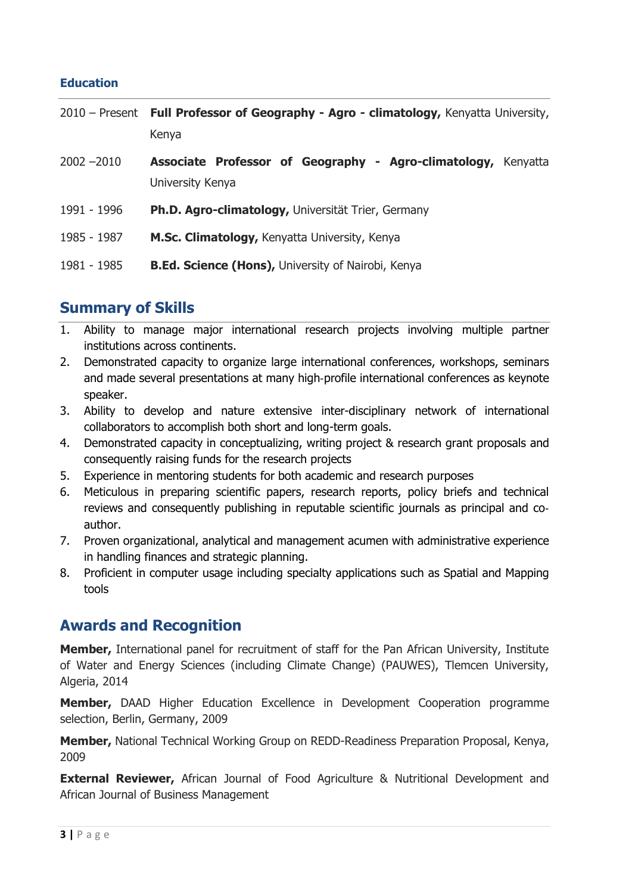### Education

| | |
|---|---|
| 2010 – Present | **Full Professor of Geography - Agro - climatology,** Kenyatta University, Kenya |
| 2002 –2010 | **Associate Professor of Geography - Agro-climatology,** Kenyatta University Kenya |
| 1991 - 1996 | **Ph.D. Agro-climatology,** Universität Trier, Germany |
| 1985 - 1987 | **M.Sc. Climatology,** Kenyatta University, Kenya |
| 1981 - 1985 | **B.Ed. Science (Hons),** University of Nairobi, Kenya |

## Summary of Skills

1. Ability to manage major international research projects involving multiple partner institutions across continents.
2. Demonstrated capacity to organize large international conferences, workshops, seminars and made several presentations at many high-profile international conferences as keynote speaker.
3. Ability to develop and nature extensive inter-disciplinary network of international collaborators to accomplish both short and long-term goals.
4. Demonstrated capacity in conceptualizing, writing project & research grant proposals and consequently raising funds for the research projects
5. Experience in mentoring students for both academic and research purposes
6. Meticulous in preparing scientific papers, research reports, policy briefs and technical reviews and consequently publishing in reputable scientific journals as principal and co-author.
7. Proven organizational, analytical and management acumen with administrative experience in handling finances and strategic planning.
8. Proficient in computer usage including specialty applications such as Spatial and Mapping tools

## Awards and Recognition

**Member,** International panel for recruitment of staff for the Pan African University, Institute of Water and Energy Sciences (including Climate Change) (PAUWES), Tlemcen University, Algeria, 2014

**Member,** DAAD Higher Education Excellence in Development Cooperation programme selection, Berlin, Germany, 2009

**Member,** National Technical Working Group on REDD-Readiness Preparation Proposal, Kenya, 2009

**External Reviewer,** African Journal of Food Agriculture & Nutritional Development and African Journal of Business Management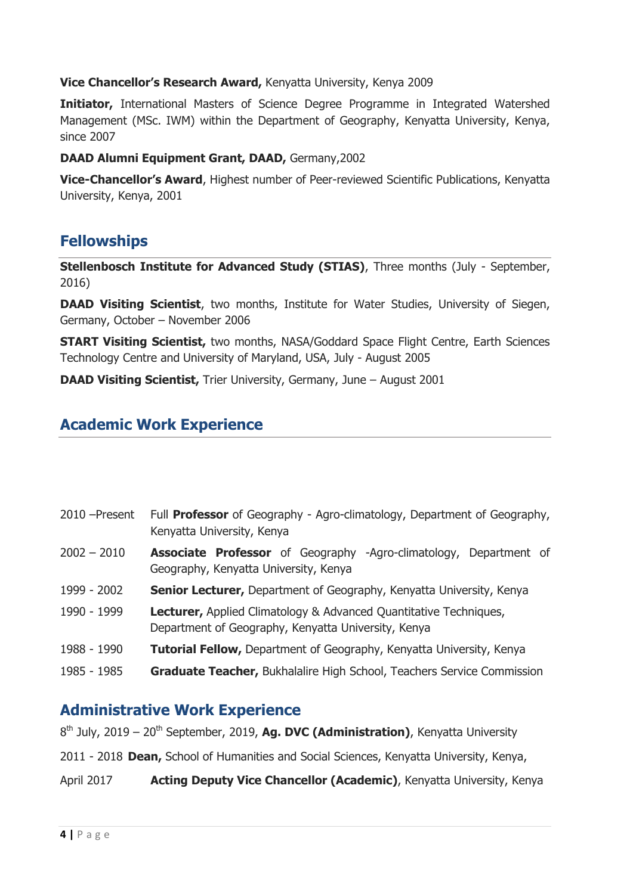**Vice Chancellor's Research Award,** Kenyatta University, Kenya 2009

**Initiator,** International Masters of Science Degree Programme in Integrated Watershed Management (MSc. IWM) within the Department of Geography, Kenyatta University, Kenya, since 2007

**DAAD Alumni Equipment Grant, DAAD,** Germany,2002

**Vice-Chancellor's Award**, Highest number of Peer-reviewed Scientific Publications, Kenyatta University, Kenya, 2001

## Fellowships

**Stellenbosch Institute for Advanced Study (STIAS)**, Three months (July - September, 2016)

**DAAD Visiting Scientist**, two months, Institute for Water Studies, University of Siegen, Germany, October – November 2006

**START Visiting Scientist,** two months, NASA/Goddard Space Flight Centre, Earth Sciences Technology Centre and University of Maryland, USA, July - August 2005

**DAAD Visiting Scientist,** Trier University, Germany, June – August 2001

## Academic Work Experience

| | |
|---|---|
| 2010 –Present | Full **Professor** of Geography - Agro-climatology, Department of Geography, Kenyatta University, Kenya |
| 2002 – 2010 | **Associate Professor** of Geography -Agro-climatology, Department of Geography, Kenyatta University, Kenya |
| 1999 - 2002 | **Senior Lecturer,** Department of Geography, Kenyatta University, Kenya |
| 1990 - 1999 | **Lecturer,** Applied Climatology & Advanced Quantitative Techniques, Department of Geography, Kenyatta University, Kenya |
| 1988 - 1990 | **Tutorial Fellow,** Department of Geography, Kenyatta University, Kenya |
| 1985 - 1985 | **Graduate Teacher,** Bukhalalire High School, Teachers Service Commission |

## Administrative Work Experience

8th July, 2019 – 20th September, 2019, **Ag. DVC (Administration)**, Kenyatta University

2011 - 2018 **Dean,** School of Humanities and Social Sciences, Kenyatta University, Kenya,

April 2017 **Acting Deputy Vice Chancellor (Academic)**, Kenyatta University, Kenya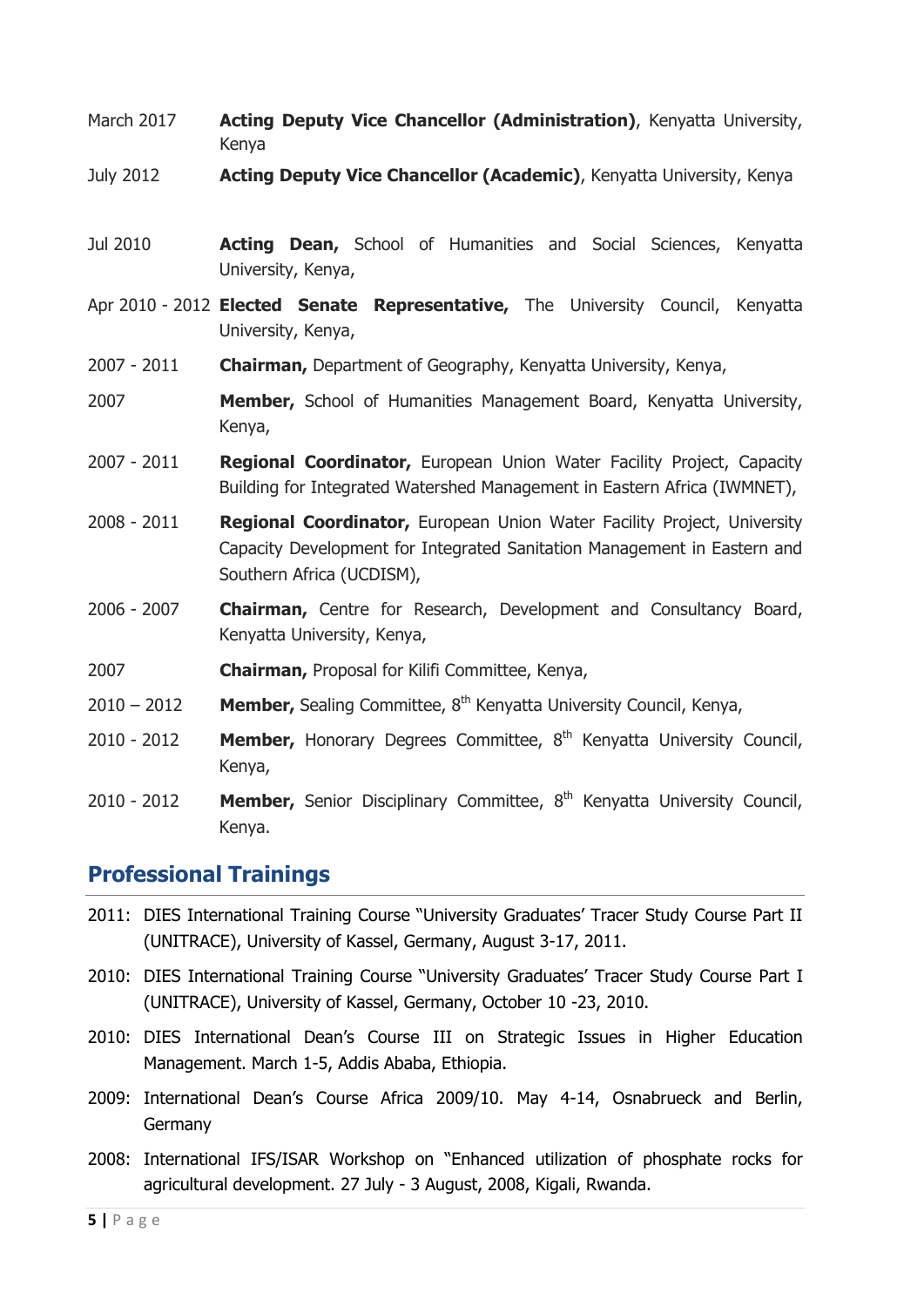March 2017 **Acting Deputy Vice Chancellor (Administration)**, Kenyatta University, Kenya

July 2012 **Acting Deputy Vice Chancellor (Academic)**, Kenyatta University, Kenya

Jul 2010 **Acting Dean,** School of Humanities and Social Sciences, Kenyatta University, Kenya,

Apr 2010 - 2012 **Elected Senate Representative,** The University Council, Kenyatta University, Kenya,

2007 - 2011 **Chairman,** Department of Geography, Kenyatta University, Kenya,

2007 **Member,** School of Humanities Management Board, Kenyatta University, Kenya,

2007 - 2011 **Regional Coordinator,** European Union Water Facility Project, Capacity Building for Integrated Watershed Management in Eastern Africa (IWMNET),

2008 - 2011 **Regional Coordinator,** European Union Water Facility Project, University Capacity Development for Integrated Sanitation Management in Eastern and Southern Africa (UCDISM),

2006 - 2007 **Chairman,** Centre for Research, Development and Consultancy Board, Kenyatta University, Kenya,

2007 **Chairman,** Proposal for Kilifi Committee, Kenya,

2010 – 2012 **Member,** Sealing Committee, 8th Kenyatta University Council, Kenya,

2010 - 2012 **Member,** Honorary Degrees Committee, 8th Kenyatta University Council, Kenya,

2010 - 2012 **Member,** Senior Disciplinary Committee, 8th Kenyatta University Council, Kenya.

## Professional Trainings

2011: DIES International Training Course "University Graduates' Tracer Study Course Part II (UNITRACE), University of Kassel, Germany, August 3-17, 2011.

2010: DIES International Training Course "University Graduates' Tracer Study Course Part I (UNITRACE), University of Kassel, Germany, October 10 -23, 2010.

2010: DIES International Dean's Course III on Strategic Issues in Higher Education Management. March 1-5, Addis Ababa, Ethiopia.

2009: International Dean's Course Africa 2009/10. May 4-14, Osnabrueck and Berlin, Germany

2008: International IFS/ISAR Workshop on "Enhanced utilization of phosphate rocks for agricultural development. 27 July - 3 August, 2008, Kigali, Rwanda.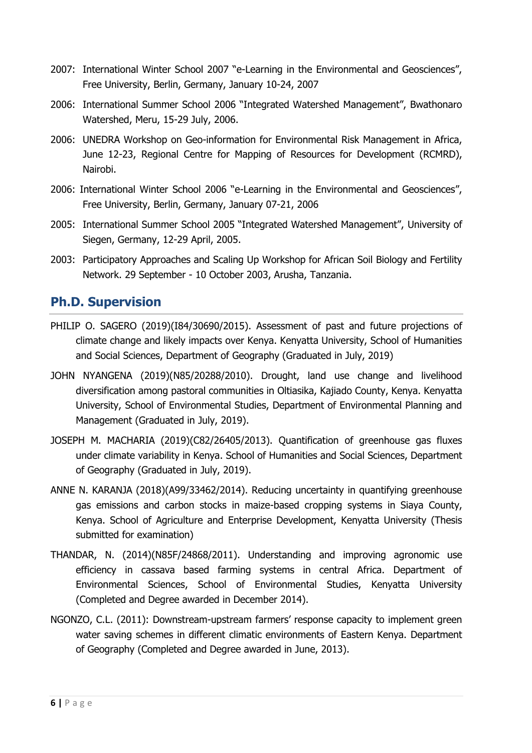2007: International Winter School 2007 "e-Learning in the Environmental and Geosciences", Free University, Berlin, Germany, January 10-24, 2007

2006: International Summer School 2006 "Integrated Watershed Management", Bwathonaro Watershed, Meru, 15-29 July, 2006.

2006: UNEDRA Workshop on Geo-information for Environmental Risk Management in Africa, June 12-23, Regional Centre for Mapping of Resources for Development (RCMRD), Nairobi.

2006: International Winter School 2006 "e-Learning in the Environmental and Geosciences", Free University, Berlin, Germany, January 07-21, 2006

2005: International Summer School 2005 "Integrated Watershed Management", University of Siegen, Germany, 12-29 April, 2005.

2003: Participatory Approaches and Scaling Up Workshop for African Soil Biology and Fertility Network. 29 September - 10 October 2003, Arusha, Tanzania.

## Ph.D. Supervision

PHILIP O. SAGERO (2019)(I84/30690/2015). Assessment of past and future projections of climate change and likely impacts over Kenya. Kenyatta University, School of Humanities and Social Sciences, Department of Geography (Graduated in July, 2019)

JOHN NYANGENA (2019)(N85/20288/2010). Drought, land use change and livelihood diversification among pastoral communities in Oltiasika, Kajiado County, Kenya. Kenyatta University, School of Environmental Studies, Department of Environmental Planning and Management (Graduated in July, 2019).

JOSEPH M. MACHARIA (2019)(C82/26405/2013). Quantification of greenhouse gas fluxes under climate variability in Kenya. School of Humanities and Social Sciences, Department of Geography (Graduated in July, 2019).

ANNE N. KARANJA (2018)(A99/33462/2014). Reducing uncertainty in quantifying greenhouse gas emissions and carbon stocks in maize-based cropping systems in Siaya County, Kenya. School of Agriculture and Enterprise Development, Kenyatta University (Thesis submitted for examination)

THANDAR, N. (2014)(N85F/24868/2011). Understanding and improving agronomic use efficiency in cassava based farming systems in central Africa. Department of Environmental Sciences, School of Environmental Studies, Kenyatta University (Completed and Degree awarded in December 2014).

NGONZO, C.L. (2011): Downstream-upstream farmers' response capacity to implement green water saving schemes in different climatic environments of Eastern Kenya. Department of Geography (Completed and Degree awarded in June, 2013).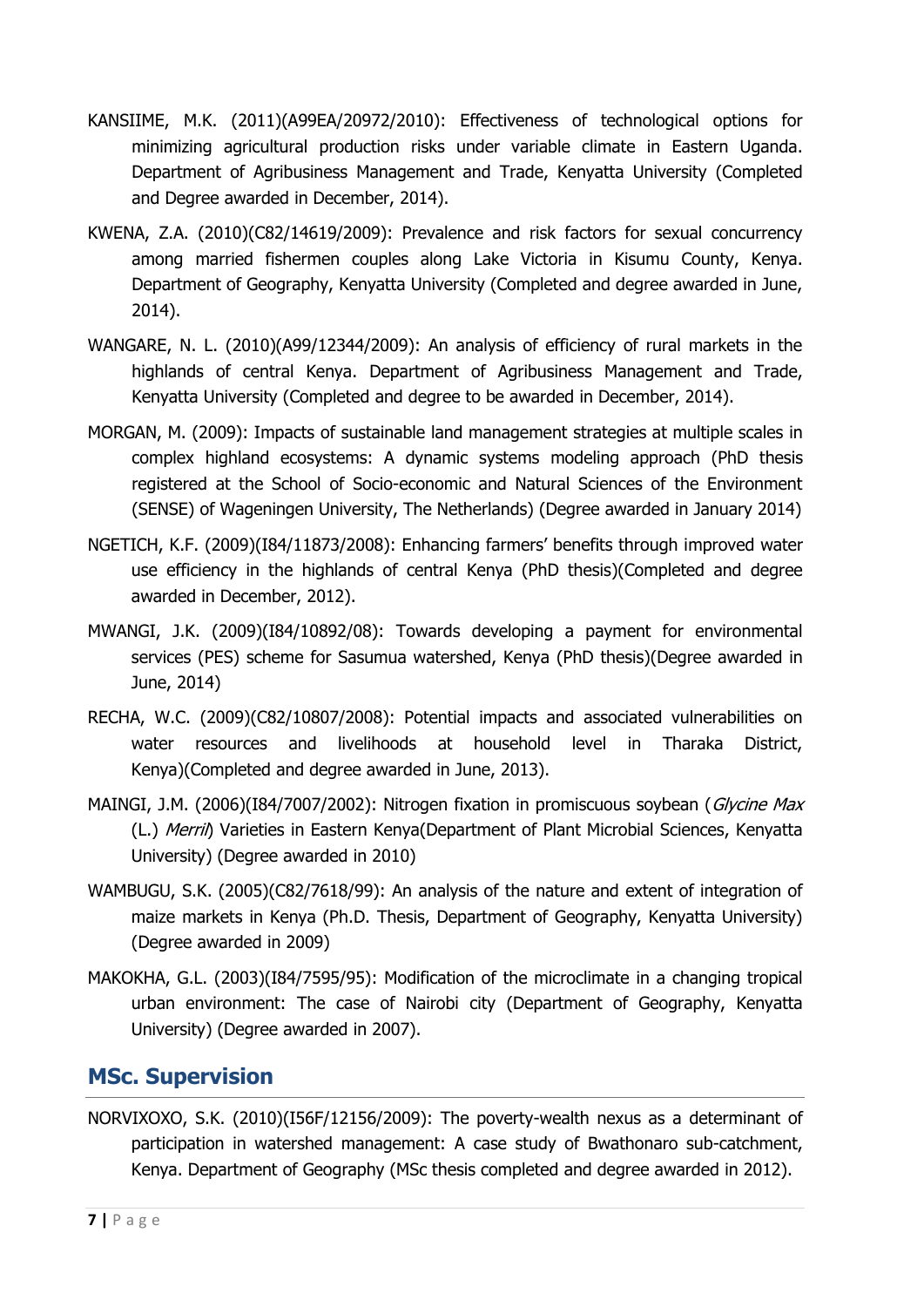KANSIIME, M.K. (2011)(A99EA/20972/2010): Effectiveness of technological options for minimizing agricultural production risks under variable climate in Eastern Uganda. Department of Agribusiness Management and Trade, Kenyatta University (Completed and Degree awarded in December, 2014).

KWENA, Z.A. (2010)(C82/14619/2009): Prevalence and risk factors for sexual concurrency among married fishermen couples along Lake Victoria in Kisumu County, Kenya. Department of Geography, Kenyatta University (Completed and degree awarded in June, 2014).

WANGARE, N. L. (2010)(A99/12344/2009): An analysis of efficiency of rural markets in the highlands of central Kenya. Department of Agribusiness Management and Trade, Kenyatta University (Completed and degree to be awarded in December, 2014).

MORGAN, M. (2009): Impacts of sustainable land management strategies at multiple scales in complex highland ecosystems: A dynamic systems modeling approach (PhD thesis registered at the School of Socio-economic and Natural Sciences of the Environment (SENSE) of Wageningen University, The Netherlands) (Degree awarded in January 2014)

NGETICH, K.F. (2009)(I84/11873/2008): Enhancing farmers' benefits through improved water use efficiency in the highlands of central Kenya (PhD thesis)(Completed and degree awarded in December, 2012).

MWANGI, J.K. (2009)(I84/10892/08): Towards developing a payment for environmental services (PES) scheme for Sasumua watershed, Kenya (PhD thesis)(Degree awarded in June, 2014)

RECHA, W.C. (2009)(C82/10807/2008): Potential impacts and associated vulnerabilities on water resources and livelihoods at household level in Tharaka District, Kenya)(Completed and degree awarded in June, 2013).

MAINGI, J.M. (2006)(I84/7007/2002): Nitrogen fixation in promiscuous soybean (*Glycine Max* (L.) *Merril*) Varieties in Eastern Kenya(Department of Plant Microbial Sciences, Kenyatta University) (Degree awarded in 2010)

WAMBUGU, S.K. (2005)(C82/7618/99): An analysis of the nature and extent of integration of maize markets in Kenya (Ph.D. Thesis, Department of Geography, Kenyatta University) (Degree awarded in 2009)

MAKOKHA, G.L. (2003)(I84/7595/95): Modification of the microclimate in a changing tropical urban environment: The case of Nairobi city (Department of Geography, Kenyatta University) (Degree awarded in 2007).

## MSc. Supervision

NORVIXOXO, S.K. (2010)(I56F/12156/2009): The poverty-wealth nexus as a determinant of participation in watershed management: A case study of Bwathonaro sub-catchment, Kenya. Department of Geography (MSc thesis completed and degree awarded in 2012).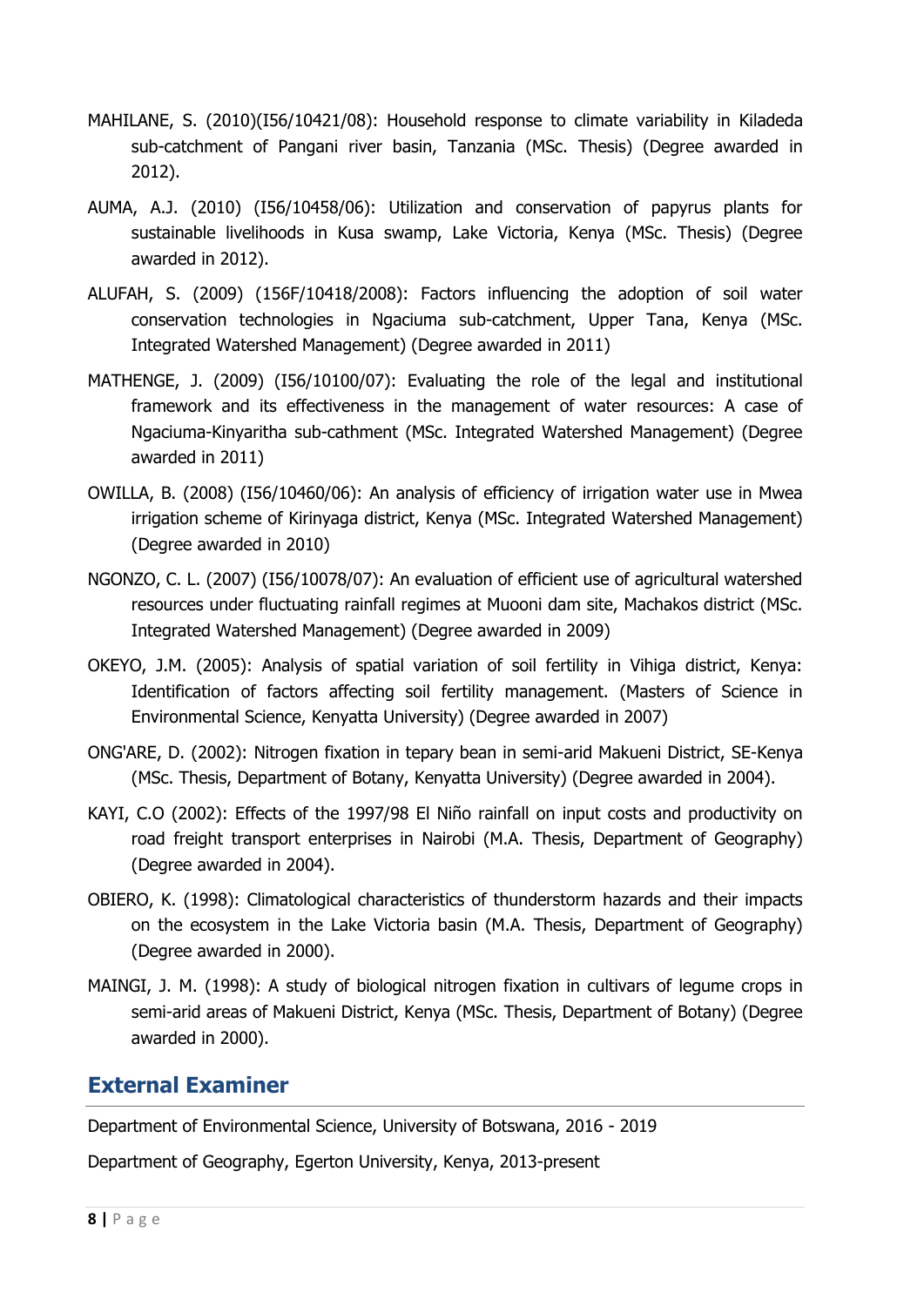MAHILANE, S. (2010)(I56/10421/08): Household response to climate variability in Kiladeda sub-catchment of Pangani river basin, Tanzania (MSc. Thesis) (Degree awarded in 2012).

AUMA, A.J. (2010) (I56/10458/06): Utilization and conservation of papyrus plants for sustainable livelihoods in Kusa swamp, Lake Victoria, Kenya (MSc. Thesis) (Degree awarded in 2012).

ALUFAH, S. (2009) (156F/10418/2008): Factors influencing the adoption of soil water conservation technologies in Ngaciuma sub-catchment, Upper Tana, Kenya (MSc. Integrated Watershed Management) (Degree awarded in 2011)

MATHENGE, J. (2009) (I56/10100/07): Evaluating the role of the legal and institutional framework and its effectiveness in the management of water resources: A case of Ngaciuma-Kinyaritha sub-cathment (MSc. Integrated Watershed Management) (Degree awarded in 2011)

OWILLA, B. (2008) (I56/10460/06): An analysis of efficiency of irrigation water use in Mwea irrigation scheme of Kirinyaga district, Kenya (MSc. Integrated Watershed Management) (Degree awarded in 2010)

NGONZO, C. L. (2007) (I56/10078/07): An evaluation of efficient use of agricultural watershed resources under fluctuating rainfall regimes at Muooni dam site, Machakos district (MSc. Integrated Watershed Management) (Degree awarded in 2009)

OKEYO, J.M. (2005): Analysis of spatial variation of soil fertility in Vihiga district, Kenya: Identification of factors affecting soil fertility management. (Masters of Science in Environmental Science, Kenyatta University) (Degree awarded in 2007)

ONG'ARE, D. (2002): Nitrogen fixation in tepary bean in semi-arid Makueni District, SE-Kenya (MSc. Thesis, Department of Botany, Kenyatta University) (Degree awarded in 2004).

KAYI, C.O (2002): Effects of the 1997/98 El Niño rainfall on input costs and productivity on road freight transport enterprises in Nairobi (M.A. Thesis, Department of Geography) (Degree awarded in 2004).

OBIERO, K. (1998): Climatological characteristics of thunderstorm hazards and their impacts on the ecosystem in the Lake Victoria basin (M.A. Thesis, Department of Geography) (Degree awarded in 2000).

MAINGI, J. M. (1998): A study of biological nitrogen fixation in cultivars of legume crops in semi-arid areas of Makueni District, Kenya (MSc. Thesis, Department of Botany) (Degree awarded in 2000).

## External Examiner

Department of Environmental Science, University of Botswana, 2016 - 2019

Department of Geography, Egerton University, Kenya, 2013-present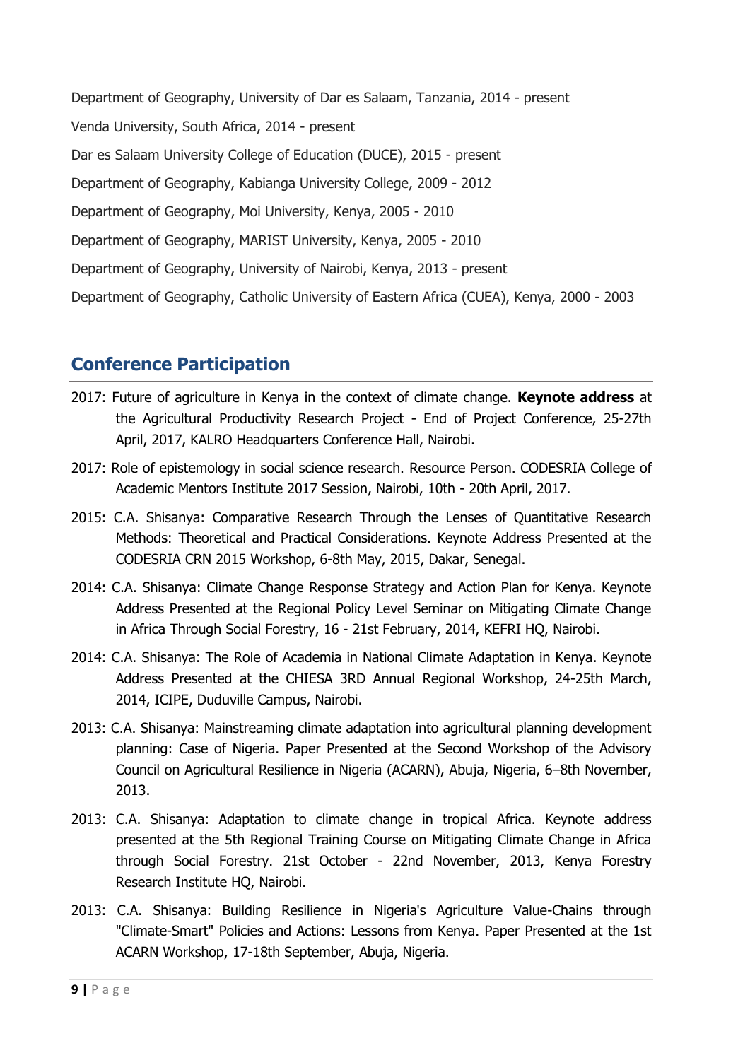Department of Geography, University of Dar es Salaam, Tanzania, 2014 - present

Venda University, South Africa, 2014 - present

Dar es Salaam University College of Education (DUCE), 2015 - present

Department of Geography, Kabianga University College, 2009 - 2012

Department of Geography, Moi University, Kenya, 2005 - 2010

Department of Geography, MARIST University, Kenya, 2005 - 2010

Department of Geography, University of Nairobi, Kenya, 2013 - present

Department of Geography, Catholic University of Eastern Africa (CUEA), Kenya, 2000 - 2003

## Conference Participation

2017: Future of agriculture in Kenya in the context of climate change. **Keynote address** at the Agricultural Productivity Research Project - End of Project Conference, 25-27th April, 2017, KALRO Headquarters Conference Hall, Nairobi.

2017: Role of epistemology in social science research. Resource Person. CODESRIA College of Academic Mentors Institute 2017 Session, Nairobi, 10th - 20th April, 2017.

2015: C.A. Shisanya: Comparative Research Through the Lenses of Quantitative Research Methods: Theoretical and Practical Considerations. Keynote Address Presented at the CODESRIA CRN 2015 Workshop, 6-8th May, 2015, Dakar, Senegal.

2014: C.A. Shisanya: Climate Change Response Strategy and Action Plan for Kenya. Keynote Address Presented at the Regional Policy Level Seminar on Mitigating Climate Change in Africa Through Social Forestry, 16 - 21st February, 2014, KEFRI HQ, Nairobi.

2014: C.A. Shisanya: The Role of Academia in National Climate Adaptation in Kenya. Keynote Address Presented at the CHIESA 3RD Annual Regional Workshop, 24-25th March, 2014, ICIPE, Duduville Campus, Nairobi.

2013: C.A. Shisanya: Mainstreaming climate adaptation into agricultural planning development planning: Case of Nigeria. Paper Presented at the Second Workshop of the Advisory Council on Agricultural Resilience in Nigeria (ACARN), Abuja, Nigeria, 6–8th November, 2013.

2013: C.A. Shisanya: Adaptation to climate change in tropical Africa. Keynote address presented at the 5th Regional Training Course on Mitigating Climate Change in Africa through Social Forestry. 21st October - 22nd November, 2013, Kenya Forestry Research Institute HQ, Nairobi.

2013: C.A. Shisanya: Building Resilience in Nigeria's Agriculture Value-Chains through "Climate-Smart" Policies and Actions: Lessons from Kenya. Paper Presented at the 1st ACARN Workshop, 17-18th September, Abuja, Nigeria.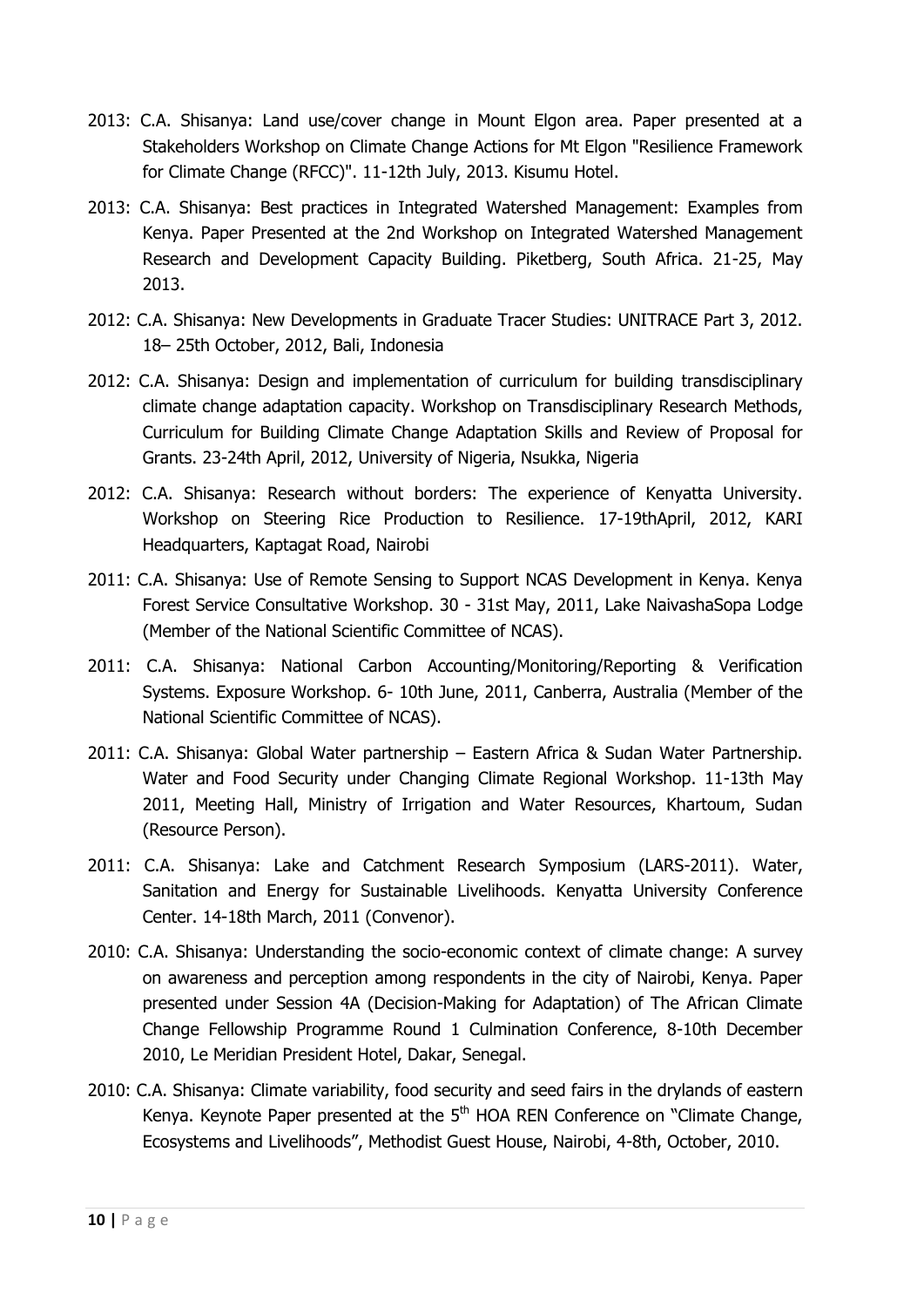2013: C.A. Shisanya: Land use/cover change in Mount Elgon area. Paper presented at a Stakeholders Workshop on Climate Change Actions for Mt Elgon "Resilience Framework for Climate Change (RFCC)". 11-12th July, 2013. Kisumu Hotel.

2013: C.A. Shisanya: Best practices in Integrated Watershed Management: Examples from Kenya. Paper Presented at the 2nd Workshop on Integrated Watershed Management Research and Development Capacity Building. Piketberg, South Africa. 21-25, May 2013.

2012: C.A. Shisanya: New Developments in Graduate Tracer Studies: UNITRACE Part 3, 2012. 18– 25th October, 2012, Bali, Indonesia

2012: C.A. Shisanya: Design and implementation of curriculum for building transdisciplinary climate change adaptation capacity. Workshop on Transdisciplinary Research Methods, Curriculum for Building Climate Change Adaptation Skills and Review of Proposal for Grants. 23-24th April, 2012, University of Nigeria, Nsukka, Nigeria

2012: C.A. Shisanya: Research without borders: The experience of Kenyatta University. Workshop on Steering Rice Production to Resilience. 17-19thApril, 2012, KARI Headquarters, Kaptagat Road, Nairobi

2011: C.A. Shisanya: Use of Remote Sensing to Support NCAS Development in Kenya. Kenya Forest Service Consultative Workshop. 30 - 31st May, 2011, Lake NaivashaSopa Lodge (Member of the National Scientific Committee of NCAS).

2011: C.A. Shisanya: National Carbon Accounting/Monitoring/Reporting & Verification Systems. Exposure Workshop. 6- 10th June, 2011, Canberra, Australia (Member of the National Scientific Committee of NCAS).

2011: C.A. Shisanya: Global Water partnership – Eastern Africa & Sudan Water Partnership. Water and Food Security under Changing Climate Regional Workshop. 11-13th May 2011, Meeting Hall, Ministry of Irrigation and Water Resources, Khartoum, Sudan (Resource Person).

2011: C.A. Shisanya: Lake and Catchment Research Symposium (LARS-2011). Water, Sanitation and Energy for Sustainable Livelihoods. Kenyatta University Conference Center. 14-18th March, 2011 (Convenor).

2010: C.A. Shisanya: Understanding the socio-economic context of climate change: A survey on awareness and perception among respondents in the city of Nairobi, Kenya. Paper presented under Session 4A (Decision-Making for Adaptation) of The African Climate Change Fellowship Programme Round 1 Culmination Conference, 8-10th December 2010, Le Meridian President Hotel, Dakar, Senegal.

2010: C.A. Shisanya: Climate variability, food security and seed fairs in the drylands of eastern Kenya. Keynote Paper presented at the 5th HOA REN Conference on "Climate Change, Ecosystems and Livelihoods", Methodist Guest House, Nairobi, 4-8th, October, 2010.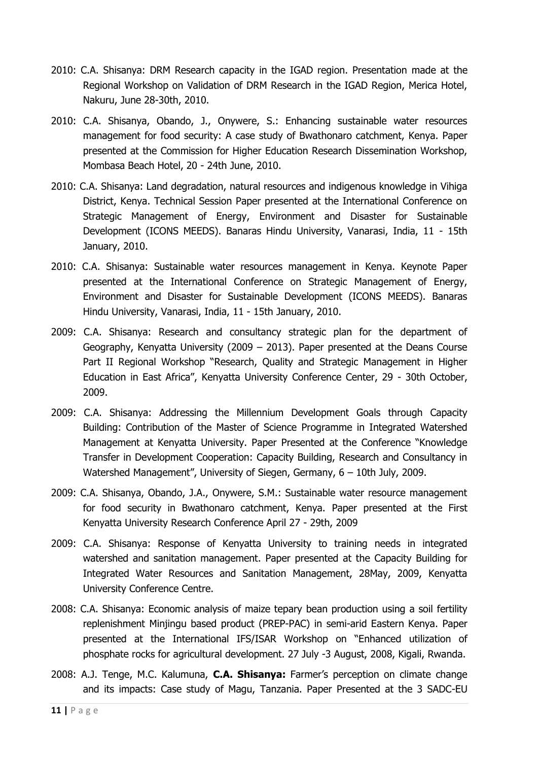2010: C.A. Shisanya: DRM Research capacity in the IGAD region. Presentation made at the Regional Workshop on Validation of DRM Research in the IGAD Region, Merica Hotel, Nakuru, June 28-30th, 2010.

2010: C.A. Shisanya, Obando, J., Onywere, S.: Enhancing sustainable water resources management for food security: A case study of Bwathonaro catchment, Kenya. Paper presented at the Commission for Higher Education Research Dissemination Workshop, Mombasa Beach Hotel, 20 - 24th June, 2010.

2010: C.A. Shisanya: Land degradation, natural resources and indigenous knowledge in Vihiga District, Kenya. Technical Session Paper presented at the International Conference on Strategic Management of Energy, Environment and Disaster for Sustainable Development (ICONS MEEDS). Banaras Hindu University, Vanarasi, India, 11 - 15th January, 2010.

2010: C.A. Shisanya: Sustainable water resources management in Kenya. Keynote Paper presented at the International Conference on Strategic Management of Energy, Environment and Disaster for Sustainable Development (ICONS MEEDS). Banaras Hindu University, Vanarasi, India, 11 - 15th January, 2010.

2009: C.A. Shisanya: Research and consultancy strategic plan for the department of Geography, Kenyatta University (2009 – 2013). Paper presented at the Deans Course Part II Regional Workshop "Research, Quality and Strategic Management in Higher Education in East Africa", Kenyatta University Conference Center, 29 - 30th October, 2009.

2009: C.A. Shisanya: Addressing the Millennium Development Goals through Capacity Building: Contribution of the Master of Science Programme in Integrated Watershed Management at Kenyatta University. Paper Presented at the Conference "Knowledge Transfer in Development Cooperation: Capacity Building, Research and Consultancy in Watershed Management", University of Siegen, Germany, 6 – 10th July, 2009.

2009: C.A. Shisanya, Obando, J.A., Onywere, S.M.: Sustainable water resource management for food security in Bwathonaro catchment, Kenya. Paper presented at the First Kenyatta University Research Conference April 27 - 29th, 2009

2009: C.A. Shisanya: Response of Kenyatta University to training needs in integrated watershed and sanitation management. Paper presented at the Capacity Building for Integrated Water Resources and Sanitation Management, 28May, 2009, Kenyatta University Conference Centre.

2008: C.A. Shisanya: Economic analysis of maize tepary bean production using a soil fertility replenishment Minjingu based product (PREP-PAC) in semi-arid Eastern Kenya. Paper presented at the International IFS/ISAR Workshop on "Enhanced utilization of phosphate rocks for agricultural development. 27 July -3 August, 2008, Kigali, Rwanda.

2008: A.J. Tenge, M.C. Kalumuna, **C.A. Shisanya:** Farmer's perception on climate change and its impacts: Case study of Magu, Tanzania. Paper Presented at the 3 SADC-EU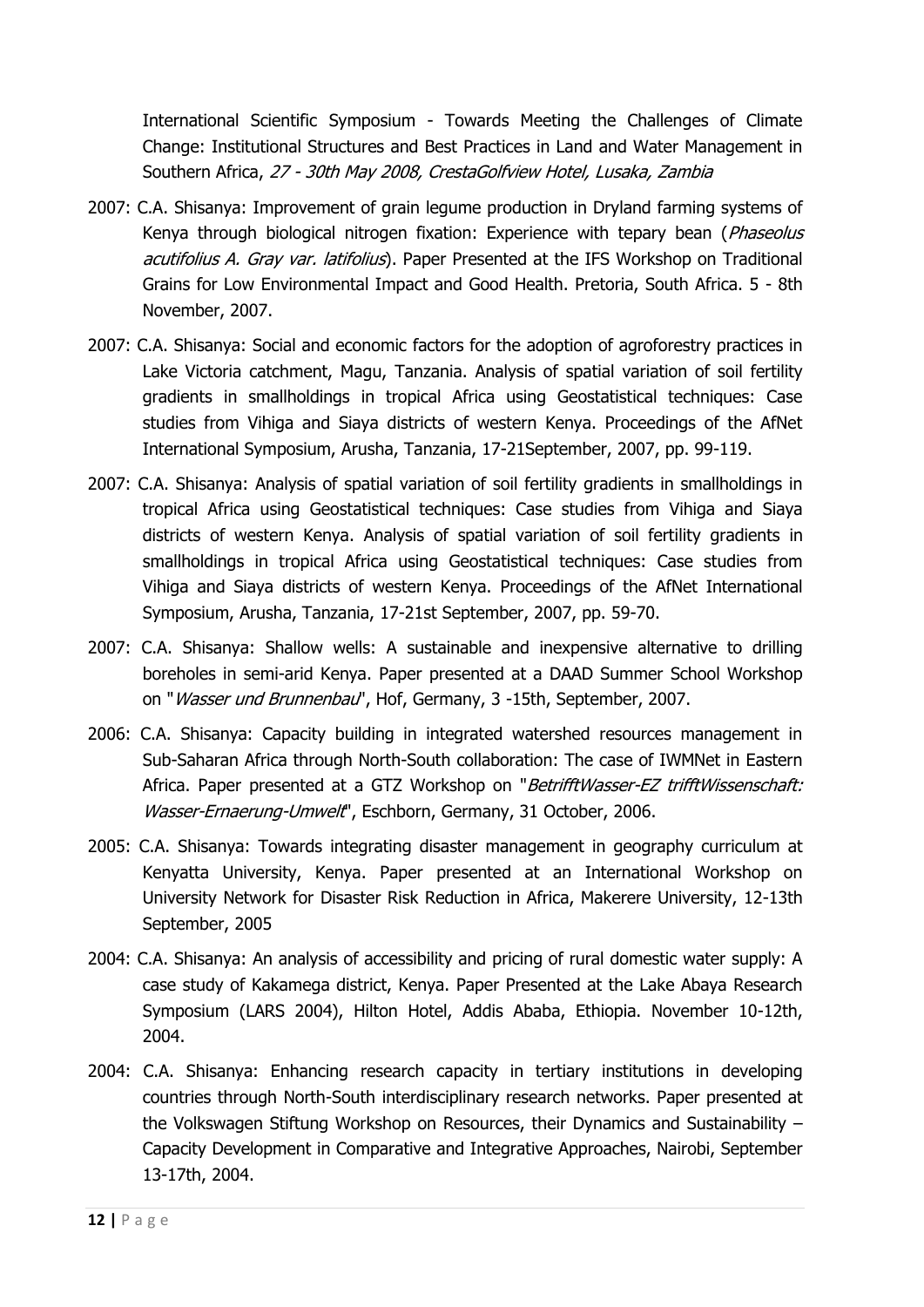International Scientific Symposium - Towards Meeting the Challenges of Climate Change: Institutional Structures and Best Practices in Land and Water Management in Southern Africa, *27 - 30th May 2008, CrestaGolfview Hotel, Lusaka, Zambia*

2007: C.A. Shisanya: Improvement of grain legume production in Dryland farming systems of Kenya through biological nitrogen fixation: Experience with tepary bean (*Phaseolus acutifolius A. Gray var. latifolius*). Paper Presented at the IFS Workshop on Traditional Grains for Low Environmental Impact and Good Health. Pretoria, South Africa. 5 - 8th November, 2007.

2007: C.A. Shisanya: Social and economic factors for the adoption of agroforestry practices in Lake Victoria catchment, Magu, Tanzania. Analysis of spatial variation of soil fertility gradients in smallholdings in tropical Africa using Geostatistical techniques: Case studies from Vihiga and Siaya districts of western Kenya. Proceedings of the AfNet International Symposium, Arusha, Tanzania, 17-21September, 2007, pp. 99-119.

2007: C.A. Shisanya: Analysis of spatial variation of soil fertility gradients in smallholdings in tropical Africa using Geostatistical techniques: Case studies from Vihiga and Siaya districts of western Kenya. Analysis of spatial variation of soil fertility gradients in smallholdings in tropical Africa using Geostatistical techniques: Case studies from Vihiga and Siaya districts of western Kenya. Proceedings of the AfNet International Symposium, Arusha, Tanzania, 17-21st September, 2007, pp. 59-70.

2007: C.A. Shisanya: Shallow wells: A sustainable and inexpensive alternative to drilling boreholes in semi-arid Kenya. Paper presented at a DAAD Summer School Workshop on "*Wasser und Brunnenbau*", Hof, Germany, 3 -15th, September, 2007.

2006: C.A. Shisanya: Capacity building in integrated watershed resources management in Sub-Saharan Africa through North-South collaboration: The case of IWMNet in Eastern Africa. Paper presented at a GTZ Workshop on "*BetrifftWasser-EZ trifftWissenschaft: Wasser-Ernaerung-Umwelt*", Eschborn, Germany, 31 October, 2006.

2005: C.A. Shisanya: Towards integrating disaster management in geography curriculum at Kenyatta University, Kenya. Paper presented at an International Workshop on University Network for Disaster Risk Reduction in Africa, Makerere University, 12-13th September, 2005

2004: C.A. Shisanya: An analysis of accessibility and pricing of rural domestic water supply: A case study of Kakamega district, Kenya. Paper Presented at the Lake Abaya Research Symposium (LARS 2004), Hilton Hotel, Addis Ababa, Ethiopia. November 10-12th, 2004.

2004: C.A. Shisanya: Enhancing research capacity in tertiary institutions in developing countries through North-South interdisciplinary research networks. Paper presented at the Volkswagen Stiftung Workshop on Resources, their Dynamics and Sustainability – Capacity Development in Comparative and Integrative Approaches, Nairobi, September 13-17th, 2004.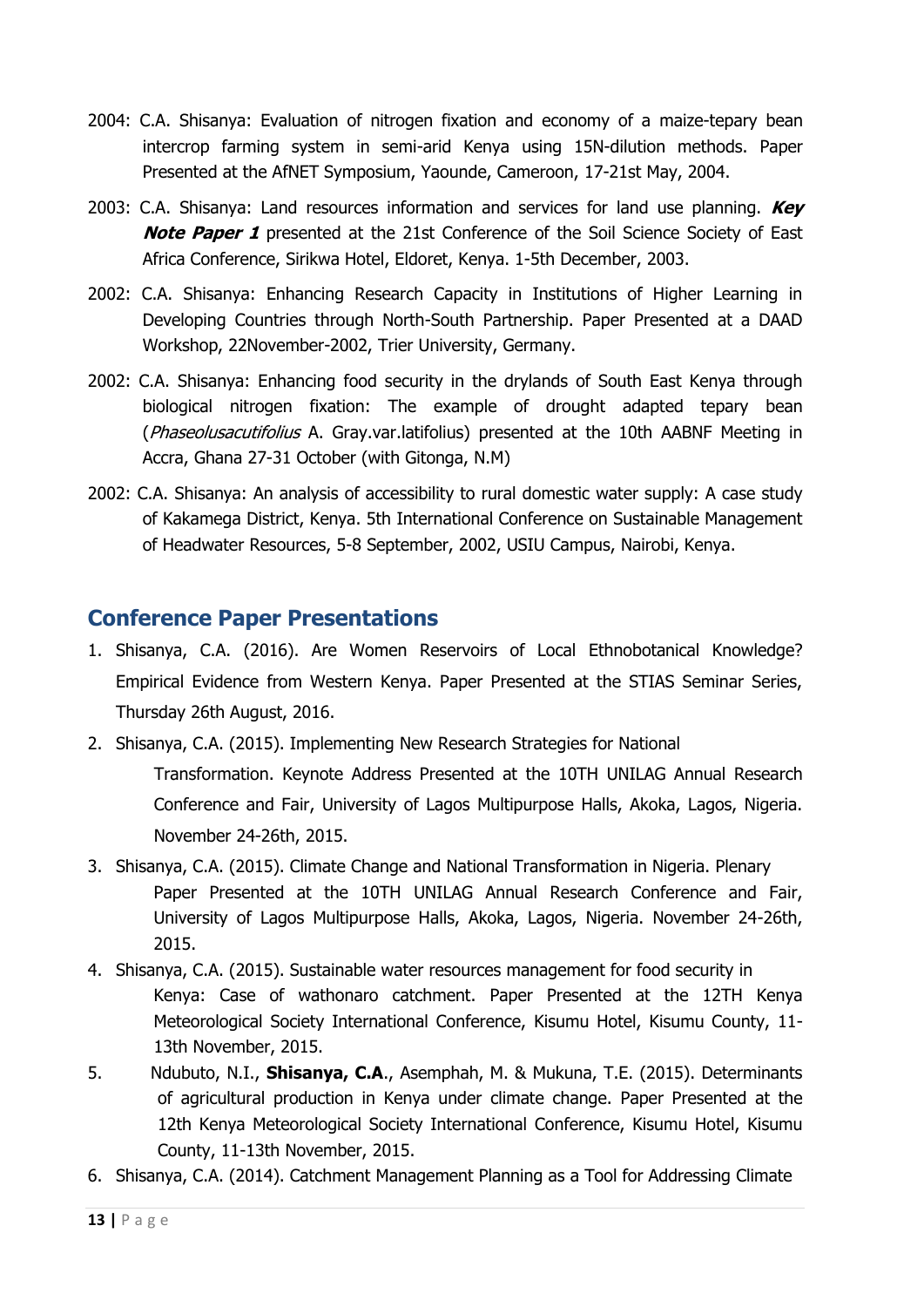2004: C.A. Shisanya: Evaluation of nitrogen fixation and economy of a maize-tepary bean intercrop farming system in semi-arid Kenya using 15N-dilution methods. Paper Presented at the AfNET Symposium, Yaounde, Cameroon, 17-21st May, 2004.

2003: C.A. Shisanya: Land resources information and services for land use planning. ***Key Note Paper 1*** presented at the 21st Conference of the Soil Science Society of East Africa Conference, Sirikwa Hotel, Eldoret, Kenya. 1-5th December, 2003.

2002: C.A. Shisanya: Enhancing Research Capacity in Institutions of Higher Learning in Developing Countries through North-South Partnership. Paper Presented at a DAAD Workshop, 22November-2002, Trier University, Germany.

2002: C.A. Shisanya: Enhancing food security in the drylands of South East Kenya through biological nitrogen fixation: The example of drought adapted tepary bean (*Phaseolusacutifolius* A. Gray.var.latifolius) presented at the 10th AABNF Meeting in Accra, Ghana 27-31 October (with Gitonga, N.M)

2002: C.A. Shisanya: An analysis of accessibility to rural domestic water supply: A case study of Kakamega District, Kenya. 5th International Conference on Sustainable Management of Headwater Resources, 5-8 September, 2002, USIU Campus, Nairobi, Kenya.

## Conference Paper Presentations

1. Shisanya, C.A. (2016). Are Women Reservoirs of Local Ethnobotanical Knowledge? Empirical Evidence from Western Kenya. Paper Presented at the STIAS Seminar Series, Thursday 26th August, 2016.
2. Shisanya, C.A. (2015). Implementing New Research Strategies for National Transformation. Keynote Address Presented at the 10TH UNILAG Annual Research Conference and Fair, University of Lagos Multipurpose Halls, Akoka, Lagos, Nigeria. November 24-26th, 2015.
3. Shisanya, C.A. (2015). Climate Change and National Transformation in Nigeria. Plenary Paper Presented at the 10TH UNILAG Annual Research Conference and Fair, University of Lagos Multipurpose Halls, Akoka, Lagos, Nigeria. November 24-26th, 2015.
4. Shisanya, C.A. (2015). Sustainable water resources management for food security in Kenya: Case of wathonaro catchment. Paper Presented at the 12TH Kenya Meteorological Society International Conference, Kisumu Hotel, Kisumu County, 11-13th November, 2015.
5. Ndubuto, N.I., **Shisanya, C.A**., Asemphah, M. & Mukuna, T.E. (2015). Determinants of agricultural production in Kenya under climate change. Paper Presented at the 12th Kenya Meteorological Society International Conference, Kisumu Hotel, Kisumu County, 11-13th November, 2015.
6. Shisanya, C.A. (2014). Catchment Management Planning as a Tool for Addressing Climate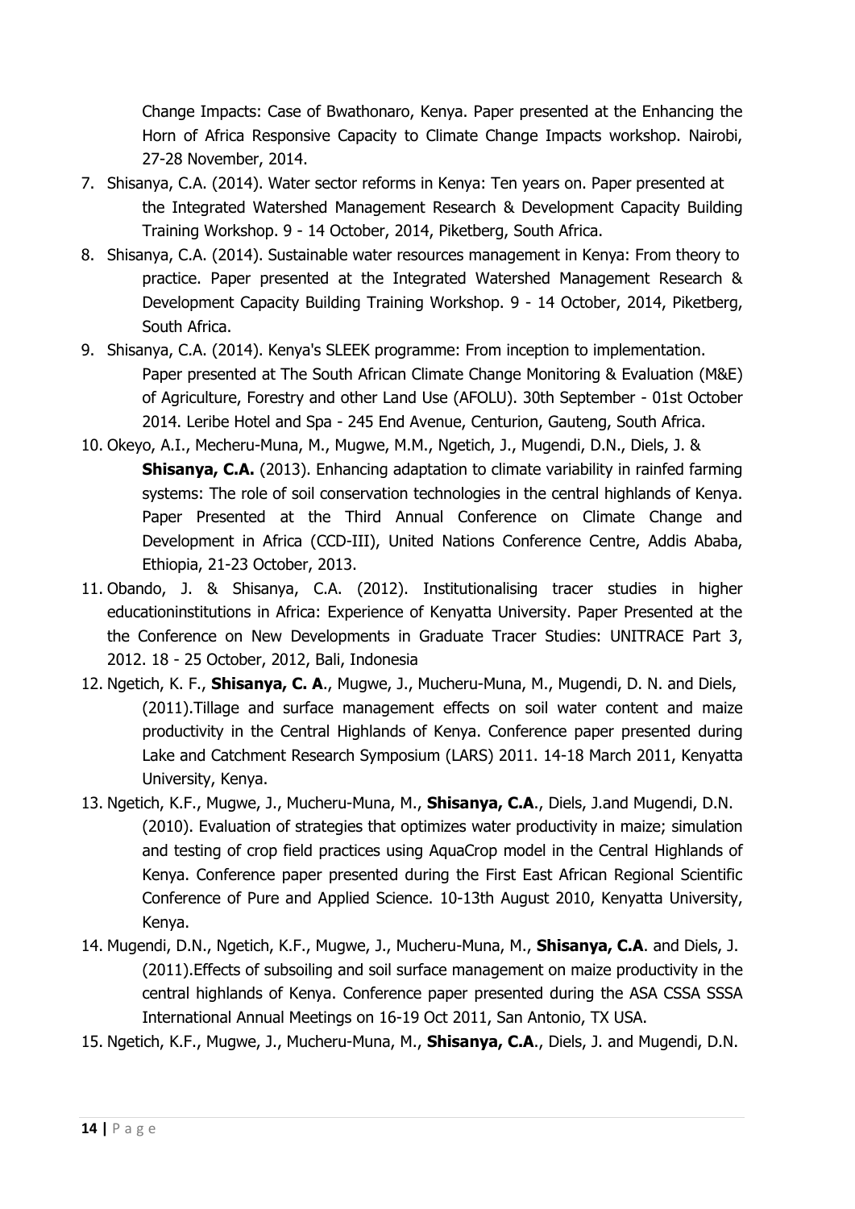Change Impacts: Case of Bwathonaro, Kenya. Paper presented at the Enhancing the Horn of Africa Responsive Capacity to Climate Change Impacts workshop. Nairobi, 27-28 November, 2014.

7. Shisanya, C.A. (2014). Water sector reforms in Kenya: Ten years on. Paper presented at the Integrated Watershed Management Research & Development Capacity Building Training Workshop. 9 - 14 October, 2014, Piketberg, South Africa.
8. Shisanya, C.A. (2014). Sustainable water resources management in Kenya: From theory to practice. Paper presented at the Integrated Watershed Management Research & Development Capacity Building Training Workshop. 9 - 14 October, 2014, Piketberg, South Africa.
9. Shisanya, C.A. (2014). Kenya's SLEEK programme: From inception to implementation. Paper presented at The South African Climate Change Monitoring & Evaluation (M&E) of Agriculture, Forestry and other Land Use (AFOLU). 30th September - 01st October 2014. Leribe Hotel and Spa - 245 End Avenue, Centurion, Gauteng, South Africa.
10. Okeyo, A.I., Mecheru-Muna, M., Mugwe, M.M., Ngetich, J., Mugendi, D.N., Diels, J. & **Shisanya, C.A.** (2013). Enhancing adaptation to climate variability in rainfed farming systems: The role of soil conservation technologies in the central highlands of Kenya. Paper Presented at the Third Annual Conference on Climate Change and Development in Africa (CCD-III), United Nations Conference Centre, Addis Ababa, Ethiopia, 21-23 October, 2013.
11. Obando, J. & Shisanya, C.A. (2012). Institutionalising tracer studies in higher educationinstitutions in Africa: Experience of Kenyatta University. Paper Presented at the the Conference on New Developments in Graduate Tracer Studies: UNITRACE Part 3, 2012. 18 - 25 October, 2012, Bali, Indonesia
12. Ngetich, K. F., **Shisanya, C. A**., Mugwe, J., Mucheru-Muna, M., Mugendi, D. N. and Diels, (2011).Tillage and surface management effects on soil water content and maize productivity in the Central Highlands of Kenya. Conference paper presented during Lake and Catchment Research Symposium (LARS) 2011. 14-18 March 2011, Kenyatta University, Kenya.
13. Ngetich, K.F., Mugwe, J., Mucheru-Muna, M., **Shisanya, C.A**., Diels, J.and Mugendi, D.N. (2010). Evaluation of strategies that optimizes water productivity in maize; simulation and testing of crop field practices using AquaCrop model in the Central Highlands of Kenya. Conference paper presented during the First East African Regional Scientific Conference of Pure and Applied Science. 10-13th August 2010, Kenyatta University, Kenya.
14. Mugendi, D.N., Ngetich, K.F., Mugwe, J., Mucheru-Muna, M., **Shisanya, C.A**. and Diels, J. (2011).Effects of subsoiling and soil surface management on maize productivity in the central highlands of Kenya. Conference paper presented during the ASA CSSA SSSA International Annual Meetings on 16-19 Oct 2011, San Antonio, TX USA.
15. Ngetich, K.F., Mugwe, J., Mucheru-Muna, M., **Shisanya, C.A**., Diels, J. and Mugendi, D.N.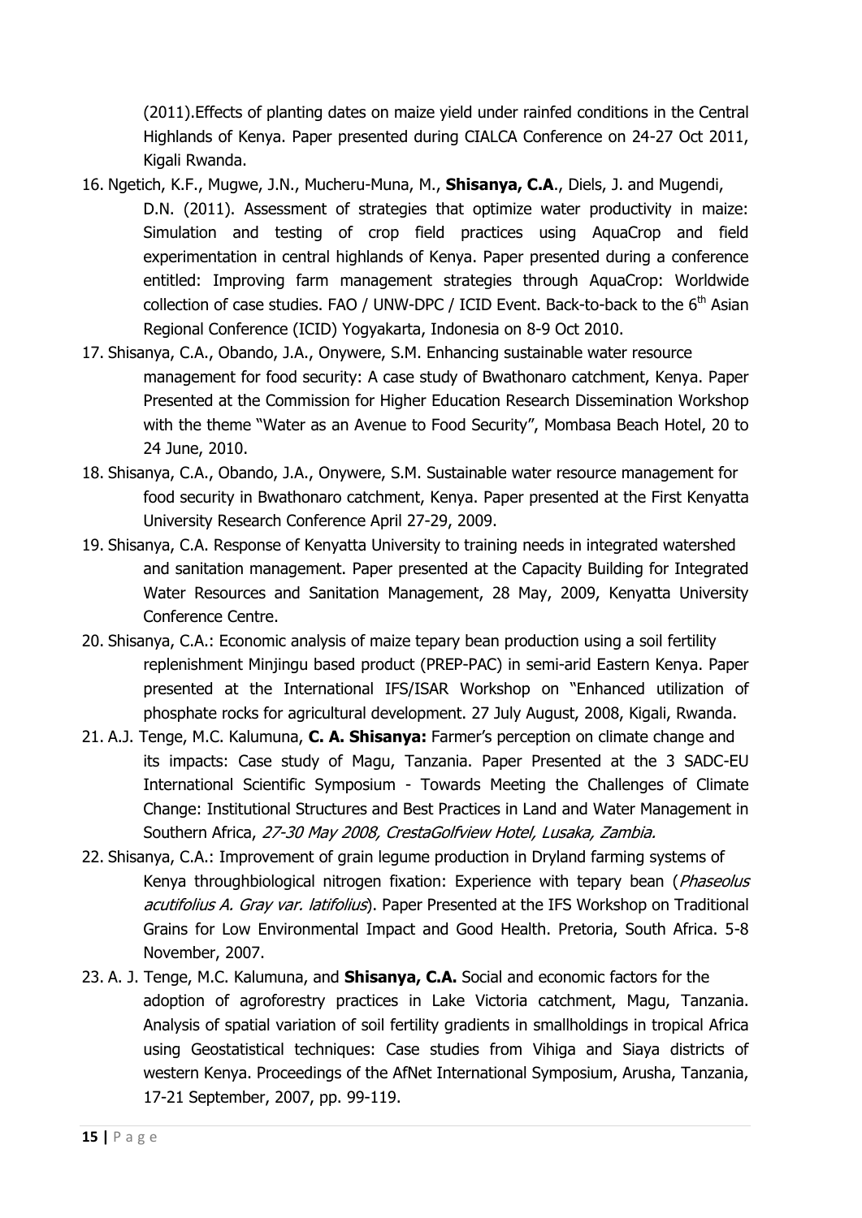(2011).Effects of planting dates on maize yield under rainfed conditions in the Central Highlands of Kenya. Paper presented during CIALCA Conference on 24-27 Oct 2011, Kigali Rwanda.

16. Ngetich, K.F., Mugwe, J.N., Mucheru-Muna, M., **Shisanya, C.A**., Diels, J. and Mugendi, D.N. (2011). Assessment of strategies that optimize water productivity in maize: Simulation and testing of crop field practices using AquaCrop and field experimentation in central highlands of Kenya. Paper presented during a conference entitled: Improving farm management strategies through AquaCrop: Worldwide collection of case studies. FAO / UNW-DPC / ICID Event. Back-to-back to the 6th Asian Regional Conference (ICID) Yogyakarta, Indonesia on 8-9 Oct 2010.
17. Shisanya, C.A., Obando, J.A., Onywere, S.M. Enhancing sustainable water resource management for food security: A case study of Bwathonaro catchment, Kenya. Paper Presented at the Commission for Higher Education Research Dissemination Workshop with the theme "Water as an Avenue to Food Security", Mombasa Beach Hotel, 20 to 24 June, 2010.
18. Shisanya, C.A., Obando, J.A., Onywere, S.M. Sustainable water resource management for food security in Bwathonaro catchment, Kenya. Paper presented at the First Kenyatta University Research Conference April 27-29, 2009.
19. Shisanya, C.A. Response of Kenyatta University to training needs in integrated watershed and sanitation management. Paper presented at the Capacity Building for Integrated Water Resources and Sanitation Management, 28 May, 2009, Kenyatta University Conference Centre.
20. Shisanya, C.A.: Economic analysis of maize tepary bean production using a soil fertility replenishment Minjingu based product (PREP-PAC) in semi-arid Eastern Kenya. Paper presented at the International IFS/ISAR Workshop on "Enhanced utilization of phosphate rocks for agricultural development. 27 July August, 2008, Kigali, Rwanda.
21. A.J. Tenge, M.C. Kalumuna, **C. A. Shisanya:** Farmer's perception on climate change and its impacts: Case study of Magu, Tanzania. Paper Presented at the 3 SADC-EU International Scientific Symposium - Towards Meeting the Challenges of Climate Change: Institutional Structures and Best Practices in Land and Water Management in Southern Africa, *27-30 May 2008, CrestaGolfview Hotel, Lusaka, Zambia.*
22. Shisanya, C.A.: Improvement of grain legume production in Dryland farming systems of Kenya throughbiological nitrogen fixation: Experience with tepary bean (*Phaseolus acutifolius A. Gray var. latifolius*). Paper Presented at the IFS Workshop on Traditional Grains for Low Environmental Impact and Good Health. Pretoria, South Africa. 5-8 November, 2007.
23. A. J. Tenge, M.C. Kalumuna, and **Shisanya, C.A.** Social and economic factors for the adoption of agroforestry practices in Lake Victoria catchment, Magu, Tanzania. Analysis of spatial variation of soil fertility gradients in smallholdings in tropical Africa using Geostatistical techniques: Case studies from Vihiga and Siaya districts of western Kenya. Proceedings of the AfNet International Symposium, Arusha, Tanzania, 17-21 September, 2007, pp. 99-119.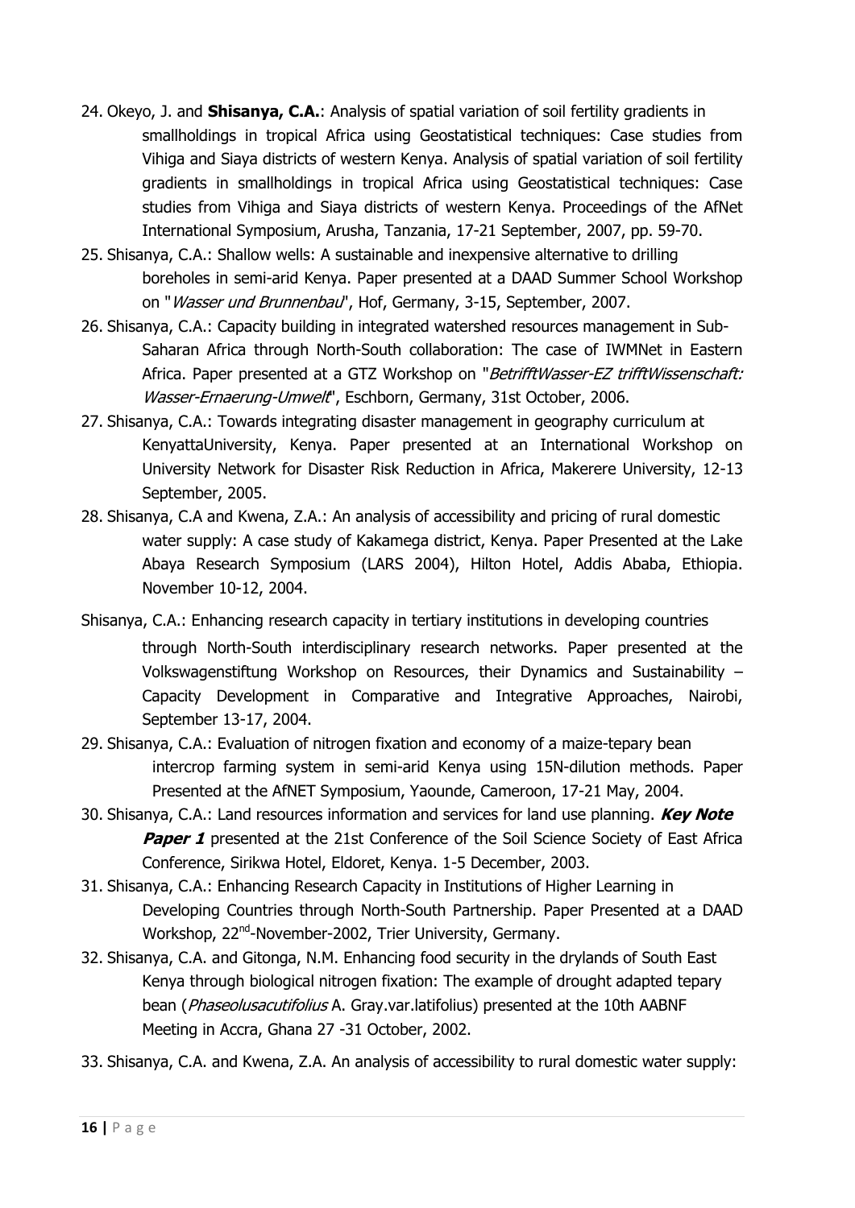24. Okeyo, J. and **Shisanya, C.A.**: Analysis of spatial variation of soil fertility gradients in smallholdings in tropical Africa using Geostatistical techniques: Case studies from Vihiga and Siaya districts of western Kenya. Analysis of spatial variation of soil fertility gradients in smallholdings in tropical Africa using Geostatistical techniques: Case studies from Vihiga and Siaya districts of western Kenya. Proceedings of the AfNet International Symposium, Arusha, Tanzania, 17-21 September, 2007, pp. 59-70.
25. Shisanya, C.A.: Shallow wells: A sustainable and inexpensive alternative to drilling boreholes in semi-arid Kenya. Paper presented at a DAAD Summer School Workshop on "*Wasser und Brunnenbau*", Hof, Germany, 3-15, September, 2007.
26. Shisanya, C.A.: Capacity building in integrated watershed resources management in Sub-Saharan Africa through North-South collaboration: The case of IWMNet in Eastern Africa. Paper presented at a GTZ Workshop on "*BetrifftWasser-EZ trifftWissenschaft: Wasser-Ernaerung-Umwelt*", Eschborn, Germany, 31st October, 2006.
27. Shisanya, C.A.: Towards integrating disaster management in geography curriculum at KenyattaUniversity, Kenya. Paper presented at an International Workshop on University Network for Disaster Risk Reduction in Africa, Makerere University, 12-13 September, 2005.
28. Shisanya, C.A and Kwena, Z.A.: An analysis of accessibility and pricing of rural domestic water supply: A case study of Kakamega district, Kenya. Paper Presented at the Lake Abaya Research Symposium (LARS 2004), Hilton Hotel, Addis Ababa, Ethiopia. November 10-12, 2004.

Shisanya, C.A.: Enhancing research capacity in tertiary institutions in developing countries through North-South interdisciplinary research networks. Paper presented at the Volkswagenstiftung Workshop on Resources, their Dynamics and Sustainability – Capacity Development in Comparative and Integrative Approaches, Nairobi, September 13-17, 2004.

29. Shisanya, C.A.: Evaluation of nitrogen fixation and economy of a maize-tepary bean intercrop farming system in semi-arid Kenya using 15N-dilution methods. Paper Presented at the AfNET Symposium, Yaounde, Cameroon, 17-21 May, 2004.
30. Shisanya, C.A.: Land resources information and services for land use planning. ***Key Note Paper 1*** presented at the 21st Conference of the Soil Science Society of East Africa Conference, Sirikwa Hotel, Eldoret, Kenya. 1-5 December, 2003.
31. Shisanya, C.A.: Enhancing Research Capacity in Institutions of Higher Learning in Developing Countries through North-South Partnership. Paper Presented at a DAAD Workshop, 22$^{nd}$-November-2002, Trier University, Germany.
32. Shisanya, C.A. and Gitonga, N.M. Enhancing food security in the drylands of South East Kenya through biological nitrogen fixation: The example of drought adapted tepary bean (*Phaseolusacutifolius* A. Gray.var.latifolius) presented at the 10th AABNF Meeting in Accra, Ghana 27 -31 October, 2002.
33. Shisanya, C.A. and Kwena, Z.A. An analysis of accessibility to rural domestic water supply: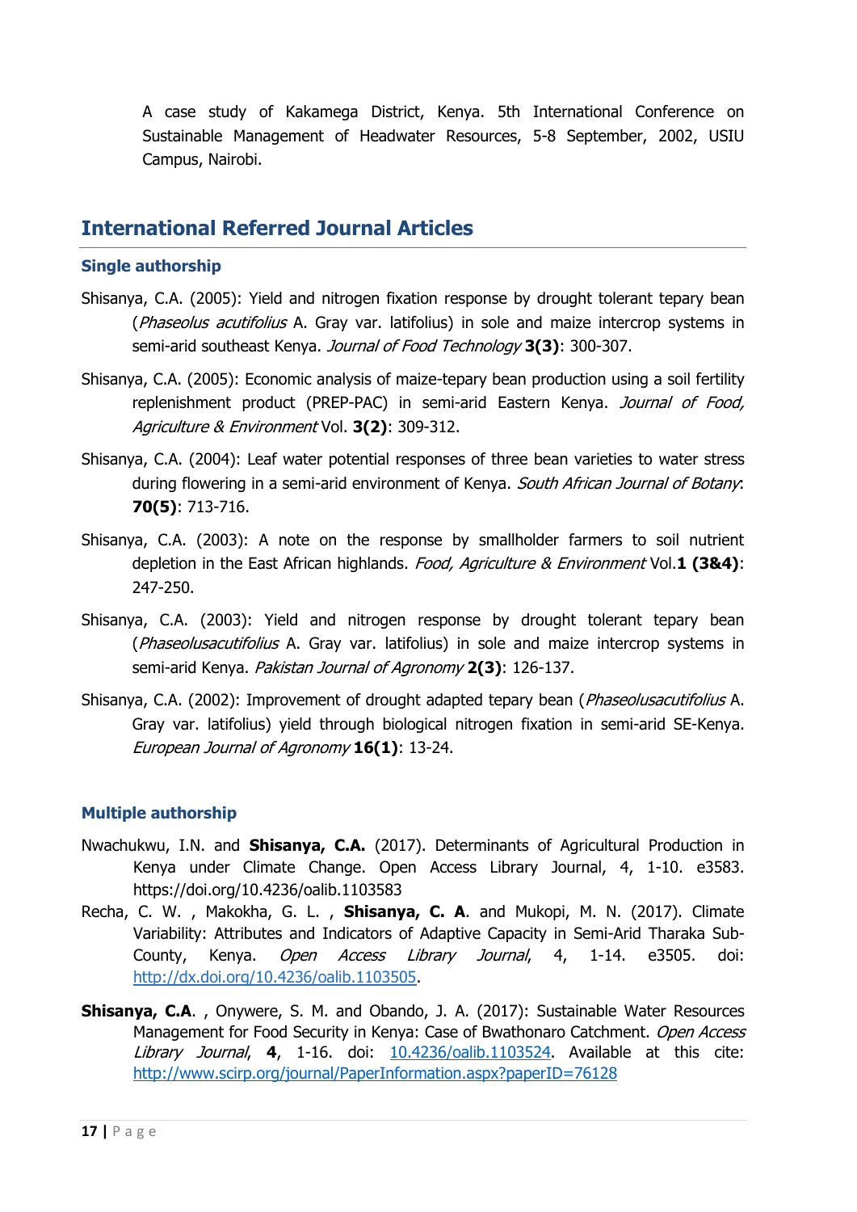A case study of Kakamega District, Kenya. 5th International Conference on Sustainable Management of Headwater Resources, 5-8 September, 2002, USIU Campus, Nairobi.

## International Referred Journal Articles

### Single authorship

Shisanya, C.A. (2005): Yield and nitrogen fixation response by drought tolerant tepary bean (*Phaseolus acutifolius* A. Gray var. latifolius) in sole and maize intercrop systems in semi-arid southeast Kenya. *Journal of Food Technology* **3(3)**: 300-307.

Shisanya, C.A. (2005): Economic analysis of maize-tepary bean production using a soil fertility replenishment product (PREP-PAC) in semi-arid Eastern Kenya. *Journal of Food, Agriculture & Environment* Vol. **3(2)**: 309-312.

Shisanya, C.A. (2004): Leaf water potential responses of three bean varieties to water stress during flowering in a semi-arid environment of Kenya. *South African Journal of Botany*: **70(5)**: 713-716.

Shisanya, C.A. (2003): A note on the response by smallholder farmers to soil nutrient depletion in the East African highlands. *Food, Agriculture & Environment* Vol.**1 (3&4)**: 247-250.

Shisanya, C.A. (2003): Yield and nitrogen response by drought tolerant tepary bean (*Phaseolusacutifolius* A. Gray var. latifolius) in sole and maize intercrop systems in semi-arid Kenya. *Pakistan Journal of Agronomy* **2(3)**: 126-137.

Shisanya, C.A. (2002): Improvement of drought adapted tepary bean (*Phaseolusacutifolius* A. Gray var. latifolius) yield through biological nitrogen fixation in semi-arid SE-Kenya. *European Journal of Agronomy* **16(1)**: 13-24.

### Multiple authorship

Nwachukwu, I.N. and **Shisanya, C.A.** (2017). Determinants of Agricultural Production in Kenya under Climate Change. Open Access Library Journal, 4, 1-10. e3583. https://doi.org/10.4236/oalib.1103583

Recha, C. W. , Makokha, G. L. , **Shisanya, C. A**. and Mukopi, M. N. (2017). Climate Variability: Attributes and Indicators of Adaptive Capacity in Semi-Arid Tharaka Sub-County, Kenya. *Open Access Library Journal*, 4, 1-14. e3505. doi: http://dx.doi.org/10.4236/oalib.1103505.

**Shisanya, C.A**. , Onywere, S. M. and Obando, J. A. (2017): Sustainable Water Resources Management for Food Security in Kenya: Case of Bwathonaro Catchment. *Open Access Library Journal*, **4**, 1-16. doi: 10.4236/oalib.1103524. Available at this cite: http://www.scirp.org/journal/PaperInformation.aspx?paperID=76128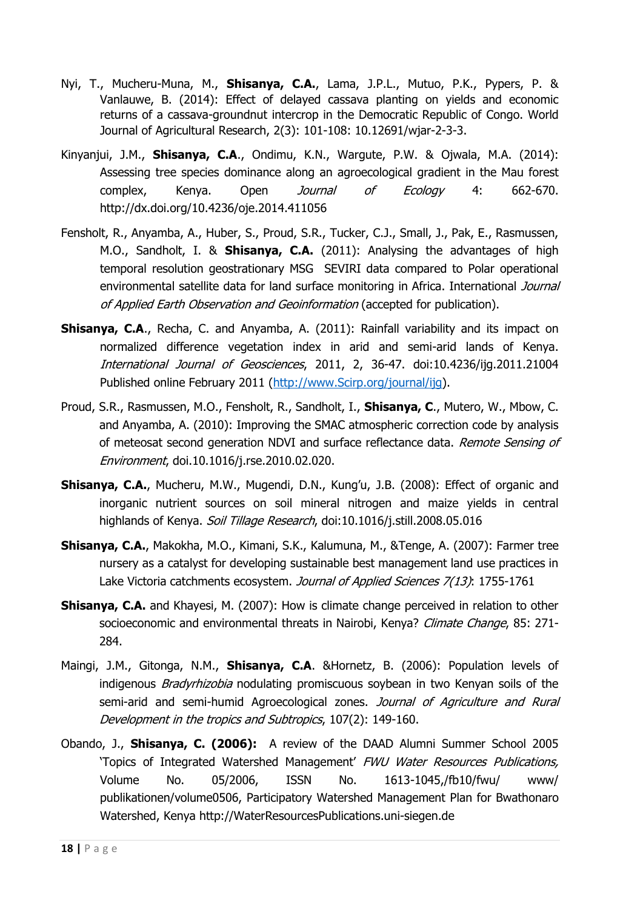Nyi, T., Mucheru-Muna, M., **Shisanya, C.A.**, Lama, J.P.L., Mutuo, P.K., Pypers, P. & Vanlauwe, B. (2014): Effect of delayed cassava planting on yields and economic returns of a cassava-groundnut intercrop in the Democratic Republic of Congo. World Journal of Agricultural Research, 2(3): 101-108: 10.12691/wjar-2-3-3.

Kinyanjui, J.M., **Shisanya, C.A**., Ondimu, K.N., Wargute, P.W. & Ojwala, M.A. (2014): Assessing tree species dominance along an agroecological gradient in the Mau forest complex, Kenya. Open *Journal of Ecology* 4: 662-670. http://dx.doi.org/10.4236/oje.2014.411056

Fensholt, R., Anyamba, A., Huber, S., Proud, S.R., Tucker, C.J., Small, J., Pak, E., Rasmussen, M.O., Sandholt, I. & **Shisanya, C.A.** (2011): Analysing the advantages of high temporal resolution geostrationary MSG SEVIRI data compared to Polar operational environmental satellite data for land surface monitoring in Africa. International *Journal of Applied Earth Observation and Geoinformation* (accepted for publication).

**Shisanya, C.A**., Recha, C. and Anyamba, A. (2011): Rainfall variability and its impact on normalized difference vegetation index in arid and semi-arid lands of Kenya. *International Journal of Geosciences*, 2011, 2, 36-47. doi:10.4236/ijg.2011.21004 Published online February 2011 (http://www.Scirp.org/journal/ijg).

Proud, S.R., Rasmussen, M.O., Fensholt, R., Sandholt, I., **Shisanya, C**., Mutero, W., Mbow, C. and Anyamba, A. (2010): Improving the SMAC atmospheric correction code by analysis of meteosat second generation NDVI and surface reflectance data. *Remote Sensing of Environment*, doi.10.1016/j.rse.2010.02.020.

**Shisanya, C.A.**, Mucheru, M.W., Mugendi, D.N., Kung'u, J.B. (2008): Effect of organic and inorganic nutrient sources on soil mineral nitrogen and maize yields in central highlands of Kenya. *Soil Tillage Research*, doi:10.1016/j.still.2008.05.016

**Shisanya, C.A.**, Makokha, M.O., Kimani, S.K., Kalumuna, M., &Tenge, A. (2007): Farmer tree nursery as a catalyst for developing sustainable best management land use practices in Lake Victoria catchments ecosystem. *Journal of Applied Sciences 7(13)*: 1755-1761

**Shisanya, C.A.** and Khayesi, M. (2007): How is climate change perceived in relation to other socioeconomic and environmental threats in Nairobi, Kenya? *Climate Change*, 85: 271-284.

Maingi, J.M., Gitonga, N.M., **Shisanya, C.A**. &Hornetz, B. (2006): Population levels of indigenous *Bradyrhizobia* nodulating promiscuous soybean in two Kenyan soils of the semi-arid and semi-humid Agroecological zones. *Journal of Agriculture and Rural Development in the tropics and Subtropics*, 107(2): 149-160.

Obando, J., **Shisanya, C. (2006):** A review of the DAAD Alumni Summer School 2005 'Topics of Integrated Watershed Management' *FWU Water Resources Publications,* Volume No. 05/2006, ISSN No. 1613-1045,/fb10/fwu/ www/ publikationen/volume0506, Participatory Watershed Management Plan for Bwathonaro Watershed, Kenya http://WaterResourcesPublications.uni-siegen.de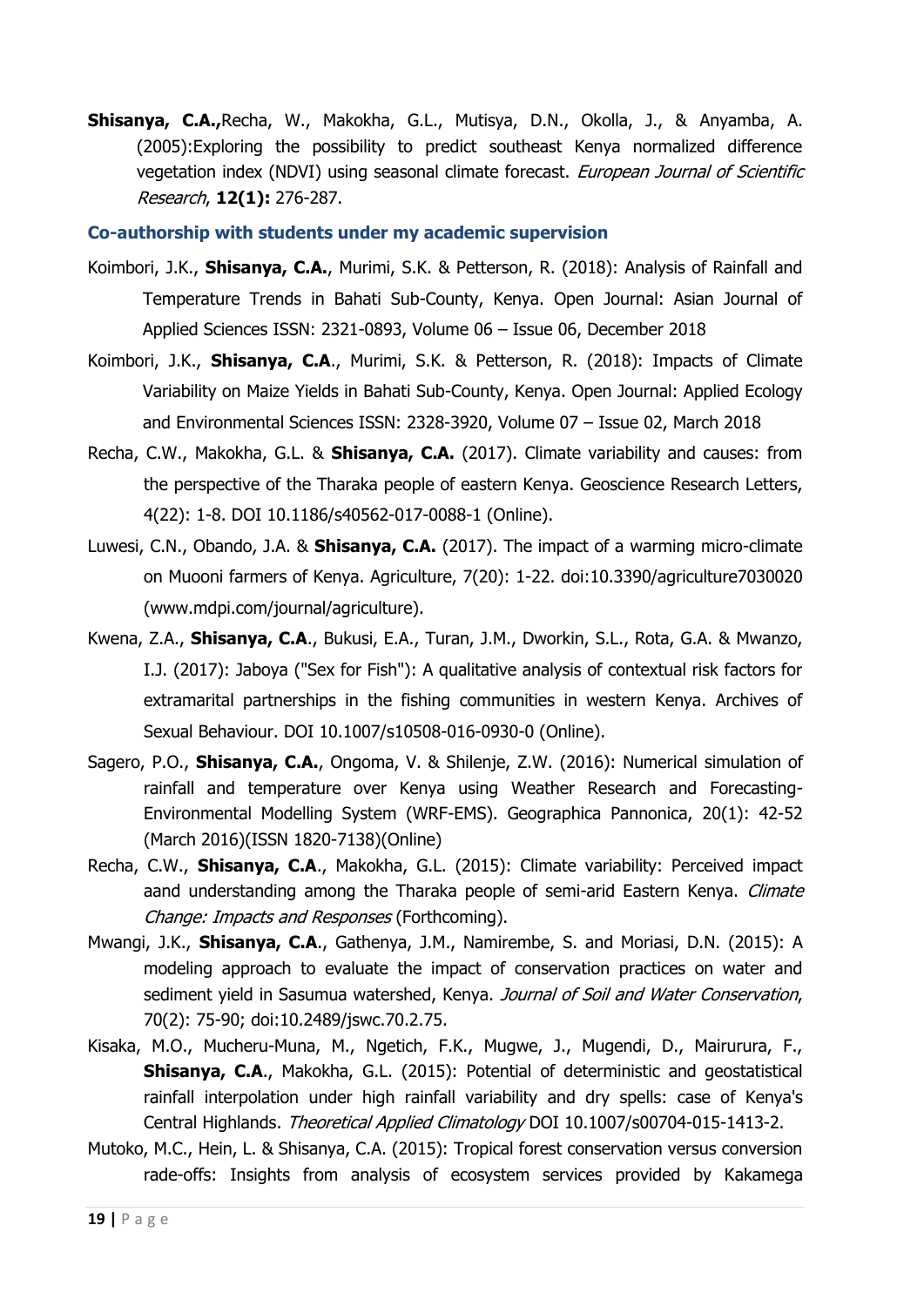**Shisanya, C.A.,**Recha, W., Makokha, G.L., Mutisya, D.N., Okolla, J., & Anyamba, A. (2005):Exploring the possibility to predict southeast Kenya normalized difference vegetation index (NDVI) using seasonal climate forecast. *European Journal of Scientific Research*, **12(1):** 276-287.

### Co-authorship with students under my academic supervision

Koimbori, J.K., **Shisanya, C.A.**, Murimi, S.K. & Petterson, R. (2018): Analysis of Rainfall and Temperature Trends in Bahati Sub-County, Kenya. Open Journal: Asian Journal of Applied Sciences ISSN: 2321-0893, Volume 06 – Issue 06, December 2018

Koimbori, J.K., **Shisanya, C.A**., Murimi, S.K. & Petterson, R. (2018): Impacts of Climate Variability on Maize Yields in Bahati Sub-County, Kenya. Open Journal: Applied Ecology and Environmental Sciences ISSN: 2328-3920, Volume 07 – Issue 02, March 2018

Recha, C.W., Makokha, G.L. & **Shisanya, C.A.** (2017). Climate variability and causes: from the perspective of the Tharaka people of eastern Kenya. Geoscience Research Letters, 4(22): 1-8. DOI 10.1186/s40562-017-0088-1 (Online).

Luwesi, C.N., Obando, J.A. & **Shisanya, C.A.** (2017). The impact of a warming micro-climate on Muooni farmers of Kenya. Agriculture, 7(20): 1-22. doi:10.3390/agriculture7030020 (www.mdpi.com/journal/agriculture).

Kwena, Z.A., **Shisanya, C.A**., Bukusi, E.A., Turan, J.M., Dworkin, S.L., Rota, G.A. & Mwanzo, I.J. (2017): Jaboya ("Sex for Fish"): A qualitative analysis of contextual risk factors for extramarital partnerships in the fishing communities in western Kenya. Archives of Sexual Behaviour. DOI 10.1007/s10508-016-0930-0 (Online).

Sagero, P.O., **Shisanya, C.A.**, Ongoma, V. & Shilenje, Z.W. (2016): Numerical simulation of rainfall and temperature over Kenya using Weather Research and Forecasting-Environmental Modelling System (WRF-EMS). Geographica Pannonica, 20(1): 42-52 (March 2016)(ISSN 1820-7138)(Online)

Recha, C.W., **Shisanya, C.A**., Makokha, G.L. (2015): Climate variability: Perceived impact aand understanding among the Tharaka people of semi-arid Eastern Kenya. *Climate Change: Impacts and Responses* (Forthcoming).

Mwangi, J.K., **Shisanya, C.A**., Gathenya, J.M., Namirembe, S. and Moriasi, D.N. (2015): A modeling approach to evaluate the impact of conservation practices on water and sediment yield in Sasumua watershed, Kenya. *Journal of Soil and Water Conservation*, 70(2): 75-90; doi:10.2489/jswc.70.2.75.

Kisaka, M.O., Mucheru-Muna, M., Ngetich, F.K., Mugwe, J., Mugendi, D., Mairurura, F., **Shisanya, C.A**., Makokha, G.L. (2015): Potential of deterministic and geostatistical rainfall interpolation under high rainfall variability and dry spells: case of Kenya's Central Highlands. *Theoretical Applied Climatology* DOI 10.1007/s00704-015-1413-2.

Mutoko, M.C., Hein, L. & Shisanya, C.A. (2015): Tropical forest conservation versus conversion rade-offs: Insights from analysis of ecosystem services provided by Kakamega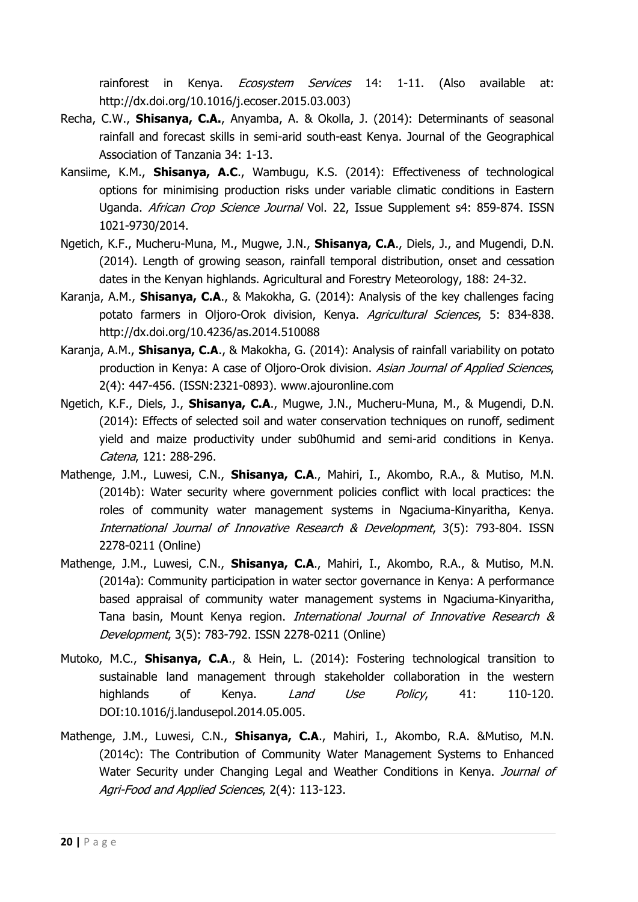rainforest in Kenya. *Ecosystem Services* 14: 1-11. (Also available at: http://dx.doi.org/10.1016/j.ecoser.2015.03.003)

Recha, C.W., **Shisanya, C.A.**, Anyamba, A. & Okolla, J. (2014): Determinants of seasonal rainfall and forecast skills in semi-arid south-east Kenya. Journal of the Geographical Association of Tanzania 34: 1-13.

Kansiime, K.M., **Shisanya, A.C**., Wambugu, K.S. (2014): Effectiveness of technological options for minimising production risks under variable climatic conditions in Eastern Uganda. *African Crop Science Journal* Vol. 22, Issue Supplement s4: 859-874. ISSN 1021-9730/2014.

Ngetich, K.F., Mucheru-Muna, M., Mugwe, J.N., **Shisanya, C.A**., Diels, J., and Mugendi, D.N. (2014). Length of growing season, rainfall temporal distribution, onset and cessation dates in the Kenyan highlands. Agricultural and Forestry Meteorology, 188: 24-32.

Karanja, A.M., **Shisanya, C.A**., & Makokha, G. (2014): Analysis of the key challenges facing potato farmers in Oljoro-Orok division, Kenya. *Agricultural Sciences*, 5: 834-838. http://dx.doi.org/10.4236/as.2014.510088

Karanja, A.M., **Shisanya, C.A**., & Makokha, G. (2014): Analysis of rainfall variability on potato production in Kenya: A case of Oljoro-Orok division. *Asian Journal of Applied Sciences*, 2(4): 447-456. (ISSN:2321-0893). www.ajouronline.com

Ngetich, K.F., Diels, J., **Shisanya, C.A**., Mugwe, J.N., Mucheru-Muna, M., & Mugendi, D.N. (2014): Effects of selected soil and water conservation techniques on runoff, sediment yield and maize productivity under sub0humid and semi-arid conditions in Kenya. *Catena*, 121: 288-296.

Mathenge, J.M., Luwesi, C.N., **Shisanya, C.A**., Mahiri, I., Akombo, R.A., & Mutiso, M.N. (2014b): Water security where government policies conflict with local practices: the roles of community water management systems in Ngaciuma-Kinyaritha, Kenya. *International Journal of Innovative Research & Development*, 3(5): 793-804. ISSN 2278-0211 (Online)

Mathenge, J.M., Luwesi, C.N., **Shisanya, C.A**., Mahiri, I., Akombo, R.A., & Mutiso, M.N. (2014a): Community participation in water sector governance in Kenya: A performance based appraisal of community water management systems in Ngaciuma-Kinyaritha, Tana basin, Mount Kenya region. *International Journal of Innovative Research & Development*, 3(5): 783-792. ISSN 2278-0211 (Online)

Mutoko, M.C., **Shisanya, C.A**., & Hein, L. (2014): Fostering technological transition to sustainable land management through stakeholder collaboration in the western highlands of Kenya. *Land Use Policy*, 41: 110-120. DOI:10.1016/j.landusepol.2014.05.005.

Mathenge, J.M., Luwesi, C.N., **Shisanya, C.A**., Mahiri, I., Akombo, R.A. &Mutiso, M.N. (2014c): The Contribution of Community Water Management Systems to Enhanced Water Security under Changing Legal and Weather Conditions in Kenya. *Journal of Agri-Food and Applied Sciences*, 2(4): 113-123.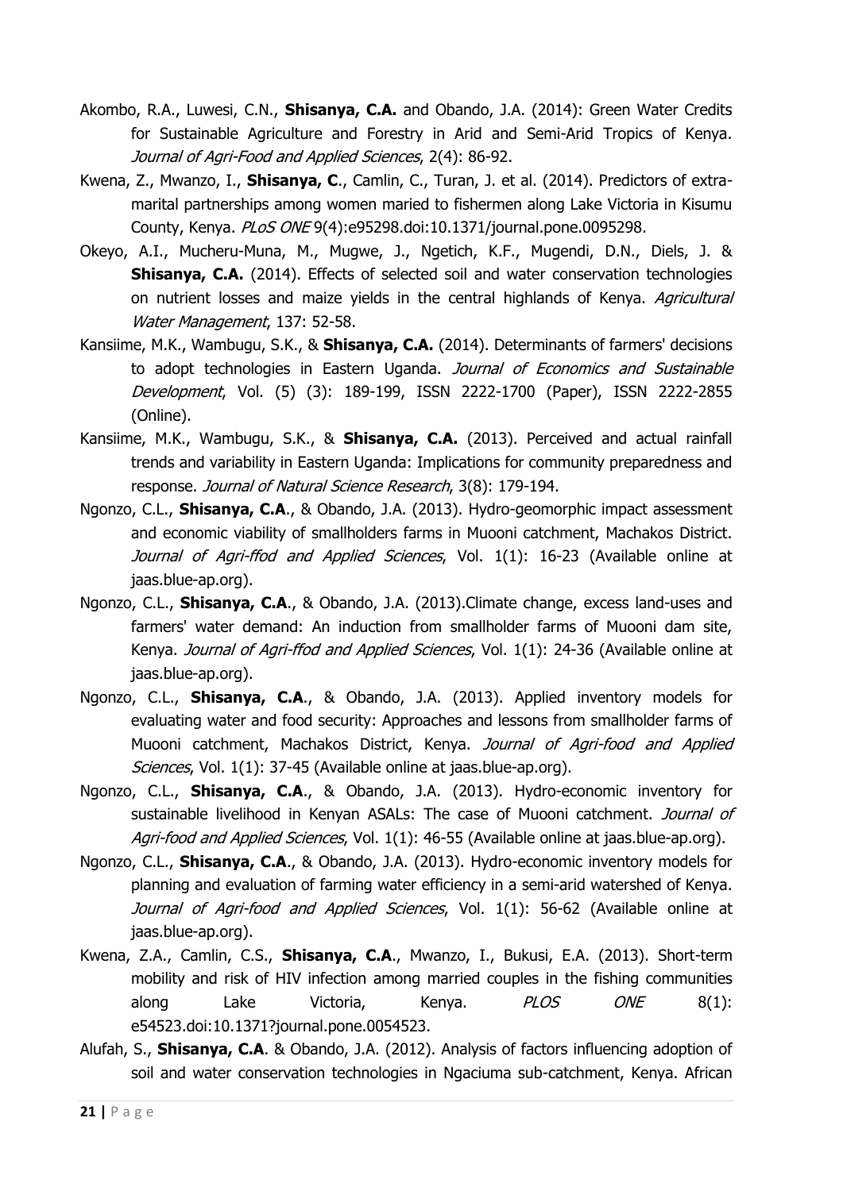Akombo, R.A., Luwesi, C.N., **Shisanya, C.A.** and Obando, J.A. (2014): Green Water Credits for Sustainable Agriculture and Forestry in Arid and Semi-Arid Tropics of Kenya. *Journal of Agri-Food and Applied Sciences*, 2(4): 86-92.

Kwena, Z., Mwanzo, I., **Shisanya, C**., Camlin, C., Turan, J. et al. (2014). Predictors of extra-marital partnerships among women maried to fishermen along Lake Victoria in Kisumu County, Kenya. *PLoS ONE* 9(4):e95298.doi:10.1371/journal.pone.0095298.

Okeyo, A.I., Mucheru-Muna, M., Mugwe, J., Ngetich, K.F., Mugendi, D.N., Diels, J. & **Shisanya, C.A.** (2014). Effects of selected soil and water conservation technologies on nutrient losses and maize yields in the central highlands of Kenya. *Agricultural Water Management*, 137: 52-58.

Kansiime, M.K., Wambugu, S.K., & **Shisanya, C.A.** (2014). Determinants of farmers' decisions to adopt technologies in Eastern Uganda. *Journal of Economics and Sustainable Development*, Vol. (5) (3): 189-199, ISSN 2222-1700 (Paper), ISSN 2222-2855 (Online).

Kansiime, M.K., Wambugu, S.K., & **Shisanya, C.A.** (2013). Perceived and actual rainfall trends and variability in Eastern Uganda: Implications for community preparedness and response. *Journal of Natural Science Research*, 3(8): 179-194.

Ngonzo, C.L., **Shisanya, C.A**., & Obando, J.A. (2013). Hydro-geomorphic impact assessment and economic viability of smallholders farms in Muooni catchment, Machakos District. *Journal of Agri-ffod and Applied Sciences*, Vol. 1(1): 16-23 (Available online at jaas.blue-ap.org).

Ngonzo, C.L., **Shisanya, C.A**., & Obando, J.A. (2013).Climate change, excess land-uses and farmers' water demand: An induction from smallholder farms of Muooni dam site, Kenya. *Journal of Agri-ffod and Applied Sciences*, Vol. 1(1): 24-36 (Available online at jaas.blue-ap.org).

Ngonzo, C.L., **Shisanya, C.A**., & Obando, J.A. (2013). Applied inventory models for evaluating water and food security: Approaches and lessons from smallholder farms of Muooni catchment, Machakos District, Kenya. *Journal of Agri-food and Applied Sciences*, Vol. 1(1): 37-45 (Available online at jaas.blue-ap.org).

Ngonzo, C.L., **Shisanya, C.A**., & Obando, J.A. (2013). Hydro-economic inventory for sustainable livelihood in Kenyan ASALs: The case of Muooni catchment. *Journal of Agri-food and Applied Sciences*, Vol. 1(1): 46-55 (Available online at jaas.blue-ap.org).

Ngonzo, C.L., **Shisanya, C.A**., & Obando, J.A. (2013). Hydro-economic inventory models for planning and evaluation of farming water efficiency in a semi-arid watershed of Kenya. *Journal of Agri-food and Applied Sciences*, Vol. 1(1): 56-62 (Available online at jaas.blue-ap.org).

Kwena, Z.A., Camlin, C.S., **Shisanya, C.A**., Mwanzo, I., Bukusi, E.A. (2013). Short-term mobility and risk of HIV infection among married couples in the fishing communities along Lake Victoria, Kenya. *PLOS ONE* 8(1): e54523.doi:10.1371?journal.pone.0054523.

Alufah, S., **Shisanya, C.A**. & Obando, J.A. (2012). Analysis of factors influencing adoption of soil and water conservation technologies in Ngaciuma sub-catchment, Kenya. African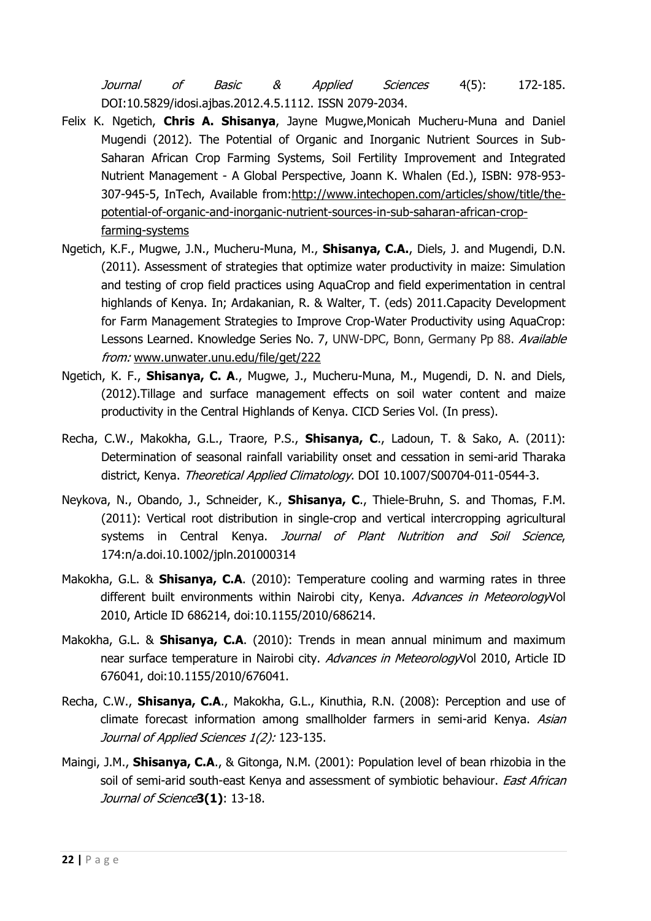*Journal of Basic & Applied Sciences* 4(5): 172-185. DOI:10.5829/idosi.ajbas.2012.4.5.1112. ISSN 2079-2034.

Felix K. Ngetich, **Chris A. Shisanya**, Jayne Mugwe,Monicah Mucheru-Muna and Daniel Mugendi (2012). The Potential of Organic and Inorganic Nutrient Sources in Sub-Saharan African Crop Farming Systems, Soil Fertility Improvement and Integrated Nutrient Management - A Global Perspective, Joann K. Whalen (Ed.), ISBN: 978-953-307-945-5, InTech, Available from:[http://www.intechopen.com/articles/show/title/the-potential-of-organic-and-inorganic-nutrient-sources-in-sub-saharan-african-crop-farming-systems](http://www.intechopen.com/articles/show/title/the-potential-of-organic-and-inorganic-nutrient-sources-in-sub-saharan-african-crop-farming-systems)

Ngetich, K.F., Mugwe, J.N., Mucheru-Muna, M., **Shisanya, C.A.**, Diels, J. and Mugendi, D.N. (2011). Assessment of strategies that optimize water productivity in maize: Simulation and testing of crop field practices using AquaCrop and field experimentation in central highlands of Kenya. In; Ardakanian, R. & Walter, T. (eds) 2011.Capacity Development for Farm Management Strategies to Improve Crop-Water Productivity using AquaCrop: Lessons Learned. Knowledge Series No. 7, UNW-DPC, Bonn, Germany Pp 88. *Available from:* [www.unwater.unu.edu/file/get/222](www.unwater.unu.edu/file/get/222)

Ngetich, K. F., **Shisanya, C. A**., Mugwe, J., Mucheru-Muna, M., Mugendi, D. N. and Diels, (2012).Tillage and surface management effects on soil water content and maize productivity in the Central Highlands of Kenya. CICD Series Vol. (In press).

Recha, C.W., Makokha, G.L., Traore, P.S., **Shisanya, C**., Ladoun, T. & Sako, A. (2011): Determination of seasonal rainfall variability onset and cessation in semi-arid Tharaka district, Kenya. *Theoretical Applied Climatology*. DOI 10.1007/S00704-011-0544-3.

Neykova, N., Obando, J., Schneider, K., **Shisanya, C**., Thiele-Bruhn, S. and Thomas, F.M. (2011): Vertical root distribution in single-crop and vertical intercropping agricultural systems in Central Kenya. *Journal of Plant Nutrition and Soil Science*, 174:n/a.doi.10.1002/jpln.201000314

Makokha, G.L. & **Shisanya, C.A**. (2010): Temperature cooling and warming rates in three different built environments within Nairobi city, Kenya. *Advances in Meteorology*Vol 2010, Article ID 686214, doi:10.1155/2010/686214.

Makokha, G.L. & **Shisanya, C.A**. (2010): Trends in mean annual minimum and maximum near surface temperature in Nairobi city. *Advances in Meteorology*Vol 2010, Article ID 676041, doi:10.1155/2010/676041.

Recha, C.W., **Shisanya, C.A**., Makokha, G.L., Kinuthia, R.N. (2008): Perception and use of climate forecast information among smallholder farmers in semi-arid Kenya. *Asian Journal of Applied Sciences 1(2):* 123-135.

Maingi, J.M., **Shisanya, C.A**., & Gitonga, N.M. (2001): Population level of bean rhizobia in the soil of semi-arid south-east Kenya and assessment of symbiotic behaviour. *East African Journal of Science***3(1)**: 13-18.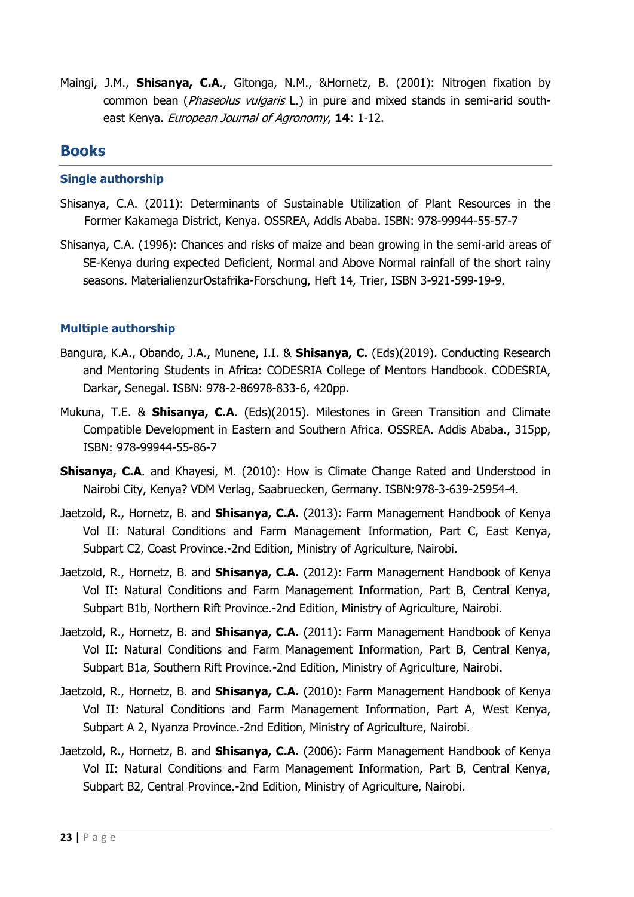Maingi, J.M., **Shisanya, C.A.**, Gitonga, N.M., &Hornetz, B. (2001): Nitrogen fixation by common bean (*Phaseolus vulgaris* L.) in pure and mixed stands in semi-arid south-east Kenya. *European Journal of Agronomy*, **14**: 1-12.

## Books

### Single authorship

Shisanya, C.A. (2011): Determinants of Sustainable Utilization of Plant Resources in the Former Kakamega District, Kenya. OSSREA, Addis Ababa. ISBN: 978-99944-55-57-7

Shisanya, C.A. (1996): Chances and risks of maize and bean growing in the semi-arid areas of SE-Kenya during expected Deficient, Normal and Above Normal rainfall of the short rainy seasons. MaterialienzurOstafrika-Forschung, Heft 14, Trier, ISBN 3-921-599-19-9.

### Multiple authorship

Bangura, K.A., Obando, J.A., Munene, I.I. & **Shisanya, C.** (Eds)(2019). Conducting Research and Mentoring Students in Africa: CODESRIA College of Mentors Handbook. CODESRIA, Darkar, Senegal. ISBN: 978-2-86978-833-6, 420pp.

Mukuna, T.E. & **Shisanya, C.A**. (Eds)(2015). Milestones in Green Transition and Climate Compatible Development in Eastern and Southern Africa. OSSREA. Addis Ababa., 315pp, ISBN: 978-99944-55-86-7

**Shisanya, C.A**. and Khayesi, M. (2010): How is Climate Change Rated and Understood in Nairobi City, Kenya? VDM Verlag, Saabruecken, Germany. ISBN:978-3-639-25954-4.

Jaetzold, R., Hornetz, B. and **Shisanya, C.A.** (2013): Farm Management Handbook of Kenya Vol II: Natural Conditions and Farm Management Information, Part C, East Kenya, Subpart C2, Coast Province.-2nd Edition, Ministry of Agriculture, Nairobi.

Jaetzold, R., Hornetz, B. and **Shisanya, C.A.** (2012): Farm Management Handbook of Kenya Vol II: Natural Conditions and Farm Management Information, Part B, Central Kenya, Subpart B1b, Northern Rift Province.-2nd Edition, Ministry of Agriculture, Nairobi.

Jaetzold, R., Hornetz, B. and **Shisanya, C.A.** (2011): Farm Management Handbook of Kenya Vol II: Natural Conditions and Farm Management Information, Part B, Central Kenya, Subpart B1a, Southern Rift Province.-2nd Edition, Ministry of Agriculture, Nairobi.

Jaetzold, R., Hornetz, B. and **Shisanya, C.A.** (2010): Farm Management Handbook of Kenya Vol II: Natural Conditions and Farm Management Information, Part A, West Kenya, Subpart A 2, Nyanza Province.-2nd Edition, Ministry of Agriculture, Nairobi.

Jaetzold, R., Hornetz, B. and **Shisanya, C.A.** (2006): Farm Management Handbook of Kenya Vol II: Natural Conditions and Farm Management Information, Part B, Central Kenya, Subpart B2, Central Province.-2nd Edition, Ministry of Agriculture, Nairobi.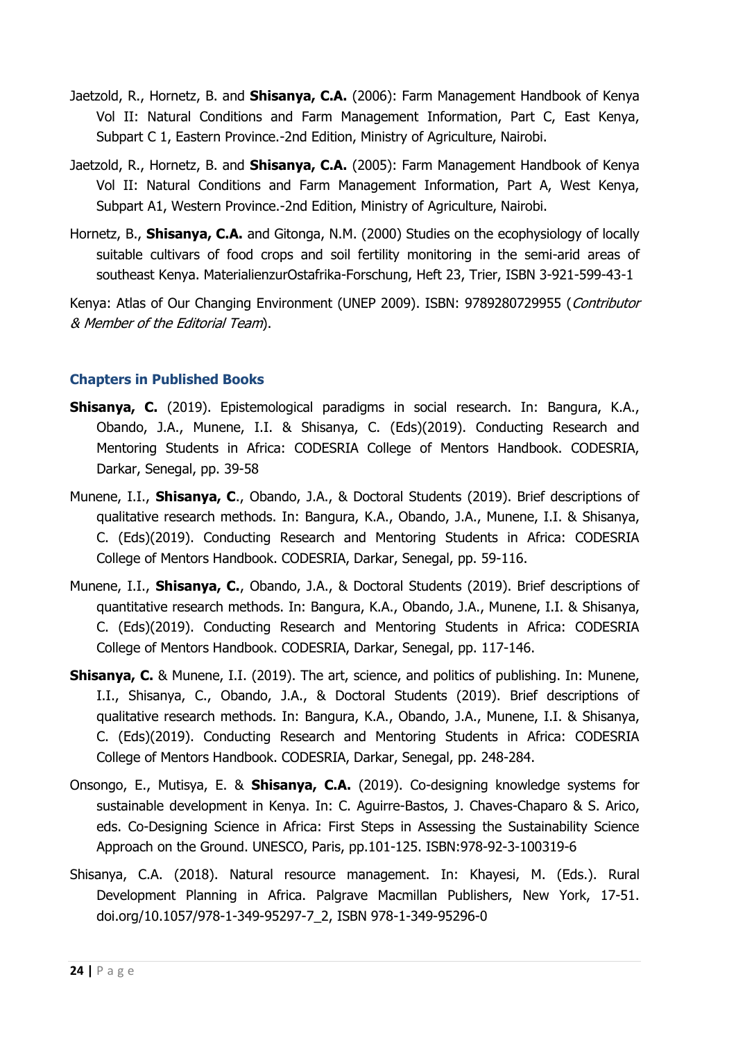Jaetzold, R., Hornetz, B. and **Shisanya, C.A.** (2006): Farm Management Handbook of Kenya Vol II: Natural Conditions and Farm Management Information, Part C, East Kenya, Subpart C 1, Eastern Province.-2nd Edition, Ministry of Agriculture, Nairobi.

Jaetzold, R., Hornetz, B. and **Shisanya, C.A.** (2005): Farm Management Handbook of Kenya Vol II: Natural Conditions and Farm Management Information, Part A, West Kenya, Subpart A1, Western Province.-2nd Edition, Ministry of Agriculture, Nairobi.

Hornetz, B., **Shisanya, C.A.** and Gitonga, N.M. (2000) Studies on the ecophysiology of locally suitable cultivars of food crops and soil fertility monitoring in the semi-arid areas of southeast Kenya. MaterialienzurOstafrika-Forschung, Heft 23, Trier, ISBN 3-921-599-43-1

Kenya: Atlas of Our Changing Environment (UNEP 2009). ISBN: 9789280729955 (*Contributor & Member of the Editorial Team*).

### Chapters in Published Books

**Shisanya, C.** (2019). Epistemological paradigms in social research. In: Bangura, K.A., Obando, J.A., Munene, I.I. & Shisanya, C. (Eds)(2019). Conducting Research and Mentoring Students in Africa: CODESRIA College of Mentors Handbook. CODESRIA, Darkar, Senegal, pp. 39-58

Munene, I.I., **Shisanya, C**., Obando, J.A., & Doctoral Students (2019). Brief descriptions of qualitative research methods. In: Bangura, K.A., Obando, J.A., Munene, I.I. & Shisanya, C. (Eds)(2019). Conducting Research and Mentoring Students in Africa: CODESRIA College of Mentors Handbook. CODESRIA, Darkar, Senegal, pp. 59-116.

Munene, I.I., **Shisanya, C.**, Obando, J.A., & Doctoral Students (2019). Brief descriptions of quantitative research methods. In: Bangura, K.A., Obando, J.A., Munene, I.I. & Shisanya, C. (Eds)(2019). Conducting Research and Mentoring Students in Africa: CODESRIA College of Mentors Handbook. CODESRIA, Darkar, Senegal, pp. 117-146.

**Shisanya, C.** & Munene, I.I. (2019). The art, science, and politics of publishing. In: Munene, I.I., Shisanya, C., Obando, J.A., & Doctoral Students (2019). Brief descriptions of qualitative research methods. In: Bangura, K.A., Obando, J.A., Munene, I.I. & Shisanya, C. (Eds)(2019). Conducting Research and Mentoring Students in Africa: CODESRIA College of Mentors Handbook. CODESRIA, Darkar, Senegal, pp. 248-284.

Onsongo, E., Mutisya, E. & **Shisanya, C.A.** (2019). Co-designing knowledge systems for sustainable development in Kenya. In: C. Aguirre-Bastos, J. Chaves-Chaparo & S. Arico, eds. Co-Designing Science in Africa: First Steps in Assessing the Sustainability Science Approach on the Ground. UNESCO, Paris, pp.101-125. ISBN:978-92-3-100319-6

Shisanya, C.A. (2018). Natural resource management. In: Khayesi, M. (Eds.). Rural Development Planning in Africa. Palgrave Macmillan Publishers, New York, 17-51. doi.org/10.1057/978-1-349-95297-7_2, ISBN 978-1-349-95296-0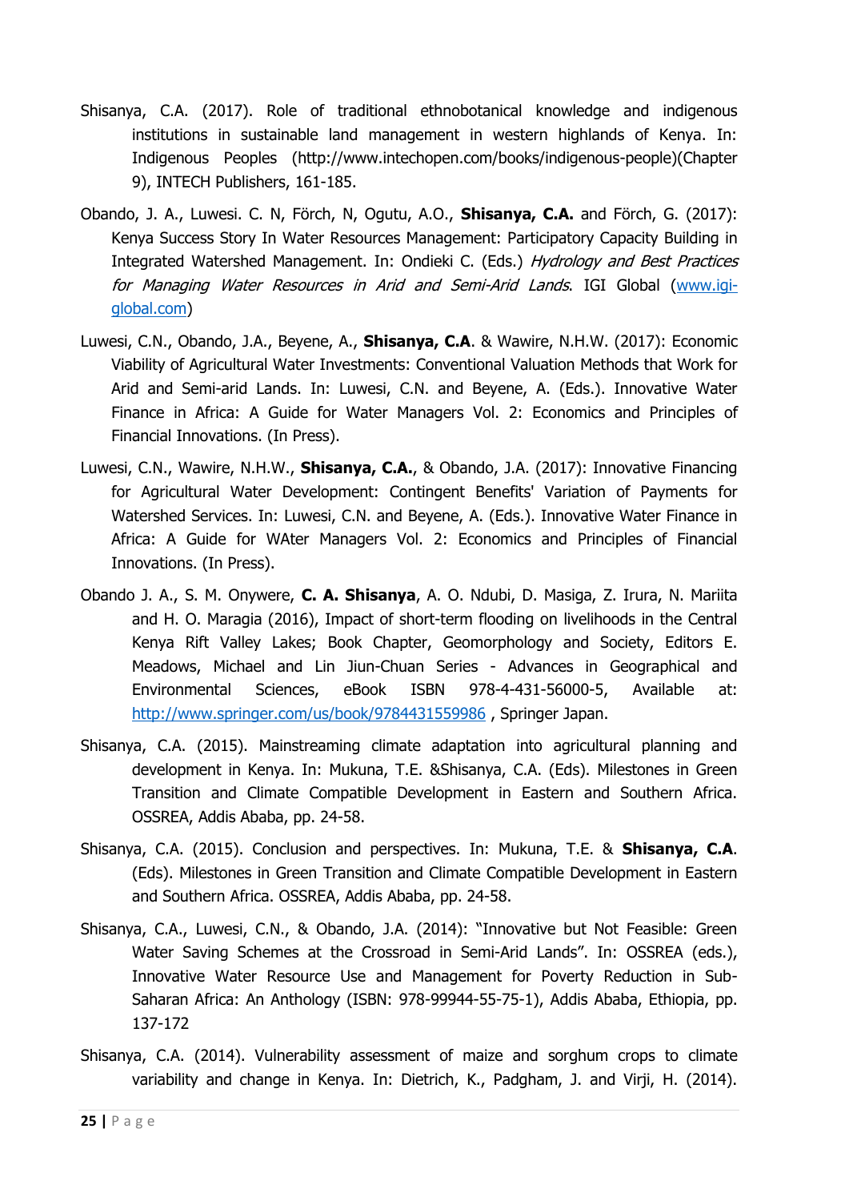Shisanya, C.A. (2017). Role of traditional ethnobotanical knowledge and indigenous institutions in sustainable land management in western highlands of Kenya. In: Indigenous Peoples (http://www.intechopen.com/books/indigenous-people)(Chapter 9), INTECH Publishers, 161-185.

Obando, J. A., Luwesi. C. N, Förch, N, Ogutu, A.O., **Shisanya, C.A.** and Förch, G. (2017): Kenya Success Story In Water Resources Management: Participatory Capacity Building in Integrated Watershed Management. In: Ondieki C. (Eds.) *Hydrology and Best Practices for Managing Water Resources in Arid and Semi-Arid Lands*. IGI Global ([www.igi-global.com](www.igi-global.com))

Luwesi, C.N., Obando, J.A., Beyene, A., **Shisanya, C.A**. & Wawire, N.H.W. (2017): Economic Viability of Agricultural Water Investments: Conventional Valuation Methods that Work for Arid and Semi-arid Lands. In: Luwesi, C.N. and Beyene, A. (Eds.). Innovative Water Finance in Africa: A Guide for Water Managers Vol. 2: Economics and Principles of Financial Innovations. (In Press).

Luwesi, C.N., Wawire, N.H.W., **Shisanya, C.A.**, & Obando, J.A. (2017): Innovative Financing for Agricultural Water Development: Contingent Benefits' Variation of Payments for Watershed Services. In: Luwesi, C.N. and Beyene, A. (Eds.). Innovative Water Finance in Africa: A Guide for WAter Managers Vol. 2: Economics and Principles of Financial Innovations. (In Press).

Obando J. A., S. M. Onywere, **C. A. Shisanya**, A. O. Ndubi, D. Masiga, Z. Irura, N. Mariita and H. O. Maragia (2016), Impact of short-term flooding on livelihoods in the Central Kenya Rift Valley Lakes; Book Chapter, Geomorphology and Society, Editors E. Meadows, Michael and Lin Jiun-Chuan Series - Advances in Geographical and Environmental Sciences, eBook ISBN 978-4-431-56000-5, Available at: [http://www.springer.com/us/book/9784431559986](http://www.springer.com/us/book/9784431559986) , Springer Japan.

Shisanya, C.A. (2015). Mainstreaming climate adaptation into agricultural planning and development in Kenya. In: Mukuna, T.E. &Shisanya, C.A. (Eds). Milestones in Green Transition and Climate Compatible Development in Eastern and Southern Africa. OSSREA, Addis Ababa, pp. 24-58.

Shisanya, C.A. (2015). Conclusion and perspectives. In: Mukuna, T.E. & **Shisanya, C.A**. (Eds). Milestones in Green Transition and Climate Compatible Development in Eastern and Southern Africa. OSSREA, Addis Ababa, pp. 24-58.

Shisanya, C.A., Luwesi, C.N., & Obando, J.A. (2014): "Innovative but Not Feasible: Green Water Saving Schemes at the Crossroad in Semi-Arid Lands". In: OSSREA (eds.), Innovative Water Resource Use and Management for Poverty Reduction in Sub-Saharan Africa: An Anthology (ISBN: 978-99944-55-75-1), Addis Ababa, Ethiopia, pp. 137-172

Shisanya, C.A. (2014). Vulnerability assessment of maize and sorghum crops to climate variability and change in Kenya. In: Dietrich, K., Padgham, J. and Virji, H. (2014).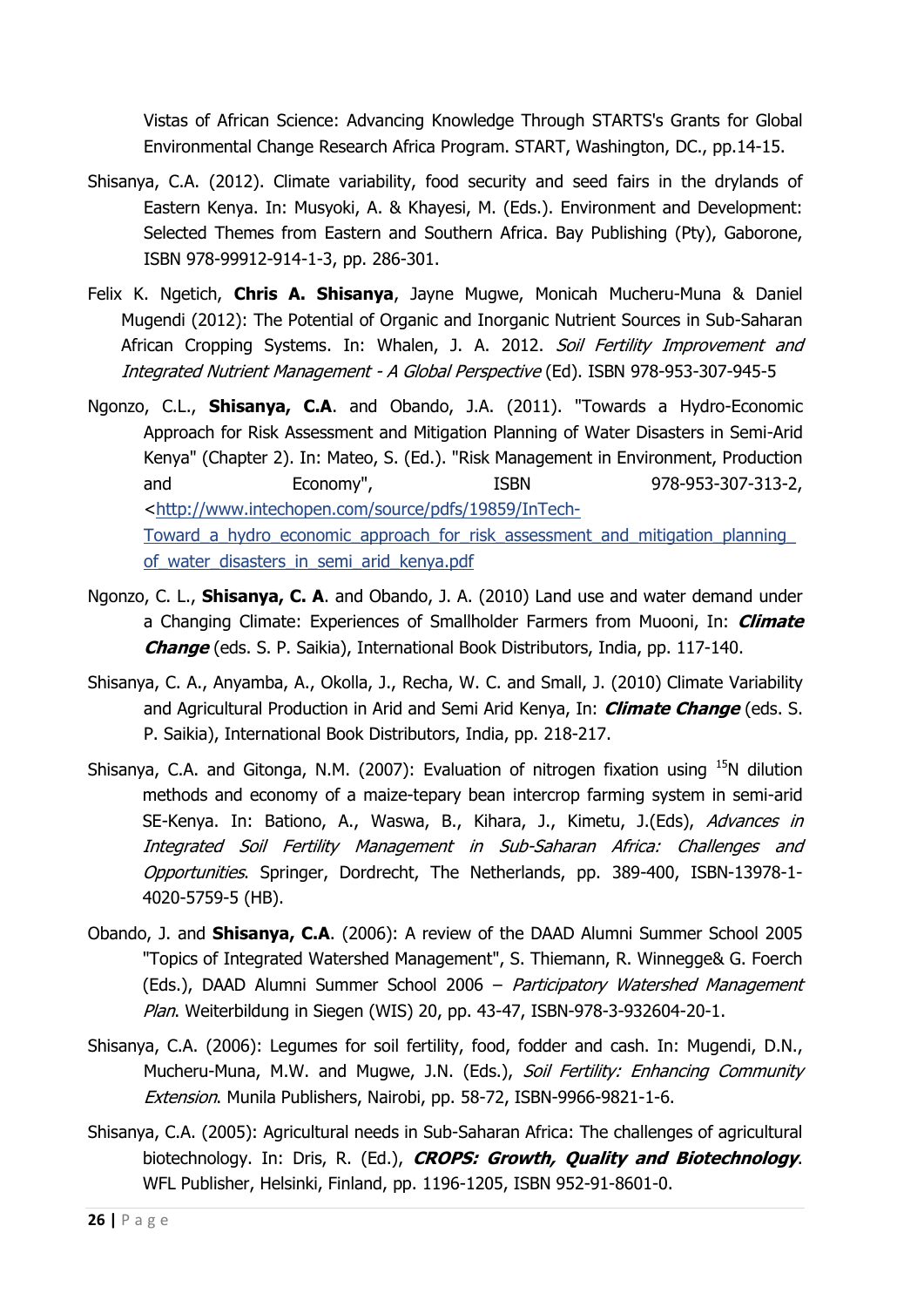Vistas of African Science: Advancing Knowledge Through STARTS's Grants for Global Environmental Change Research Africa Program. START, Washington, DC., pp.14-15.

Shisanya, C.A. (2012). Climate variability, food security and seed fairs in the drylands of Eastern Kenya. In: Musyoki, A. & Khayesi, M. (Eds.). Environment and Development: Selected Themes from Eastern and Southern Africa. Bay Publishing (Pty), Gaborone, ISBN 978-99912-914-1-3, pp. 286-301.

Felix K. Ngetich, **Chris A. Shisanya**, Jayne Mugwe, Monicah Mucheru-Muna & Daniel Mugendi (2012): The Potential of Organic and Inorganic Nutrient Sources in Sub-Saharan African Cropping Systems. In: Whalen, J. A. 2012. *Soil Fertility Improvement and Integrated Nutrient Management - A Global Perspective* (Ed). ISBN 978-953-307-945-5

Ngonzo, C.L., **Shisanya, C.A**. and Obando, J.A. (2011). "Towards a Hydro-Economic Approach for Risk Assessment and Mitigation Planning of Water Disasters in Semi-Arid Kenya" (Chapter 2). In: Mateo, S. (Ed.). "Risk Management in Environment, Production and Economy", ISBN 978-953-307-313-2, <http://www.intechopen.com/source/pdfs/19859/InTech-Toward_a_hydro_economic_approach_for_risk_assessment_and_mitigation_planning_of_water_disasters_in_semi_arid_kenya.pdf

Ngonzo, C. L., **Shisanya, C. A**. and Obando, J. A. (2010) Land use and water demand under a Changing Climate: Experiences of Smallholder Farmers from Muooni, In: ***Climate Change*** (eds. S. P. Saikia), International Book Distributors, India, pp. 117-140.

Shisanya, C. A., Anyamba, A., Okolla, J., Recha, W. C. and Small, J. (2010) Climate Variability and Agricultural Production in Arid and Semi Arid Kenya, In: ***Climate Change*** (eds. S. P. Saikia), International Book Distributors, India, pp. 218-217.

Shisanya, C.A. and Gitonga, N.M. (2007): Evaluation of nitrogen fixation using $^{15}$N dilution methods and economy of a maize-tepary bean intercrop farming system in semi-arid SE-Kenya. In: Bationo, A., Waswa, B., Kihara, J., Kimetu, J.(Eds), *Advances in Integrated Soil Fertility Management in Sub-Saharan Africa: Challenges and Opportunities*. Springer, Dordrecht, The Netherlands, pp. 389-400, ISBN-13978-1-4020-5759-5 (HB).

Obando, J. and **Shisanya, C.A**. (2006): A review of the DAAD Alumni Summer School 2005 "Topics of Integrated Watershed Management", S. Thiemann, R. Winnegge& G. Foerch (Eds.), DAAD Alumni Summer School 2006 – *Participatory Watershed Management Plan*. Weiterbildung in Siegen (WIS) 20, pp. 43-47, ISBN-978-3-932604-20-1.

Shisanya, C.A. (2006): Legumes for soil fertility, food, fodder and cash. In: Mugendi, D.N., Mucheru-Muna, M.W. and Mugwe, J.N. (Eds.), *Soil Fertility: Enhancing Community Extension*. Munila Publishers, Nairobi, pp. 58-72, ISBN-9966-9821-1-6.

Shisanya, C.A. (2005): Agricultural needs in Sub-Saharan Africa: The challenges of agricultural biotechnology. In: Dris, R. (Ed.), ***CROPS: Growth, Quality and Biotechnology***. WFL Publisher, Helsinki, Finland, pp. 1196-1205, ISBN 952-91-8601-0.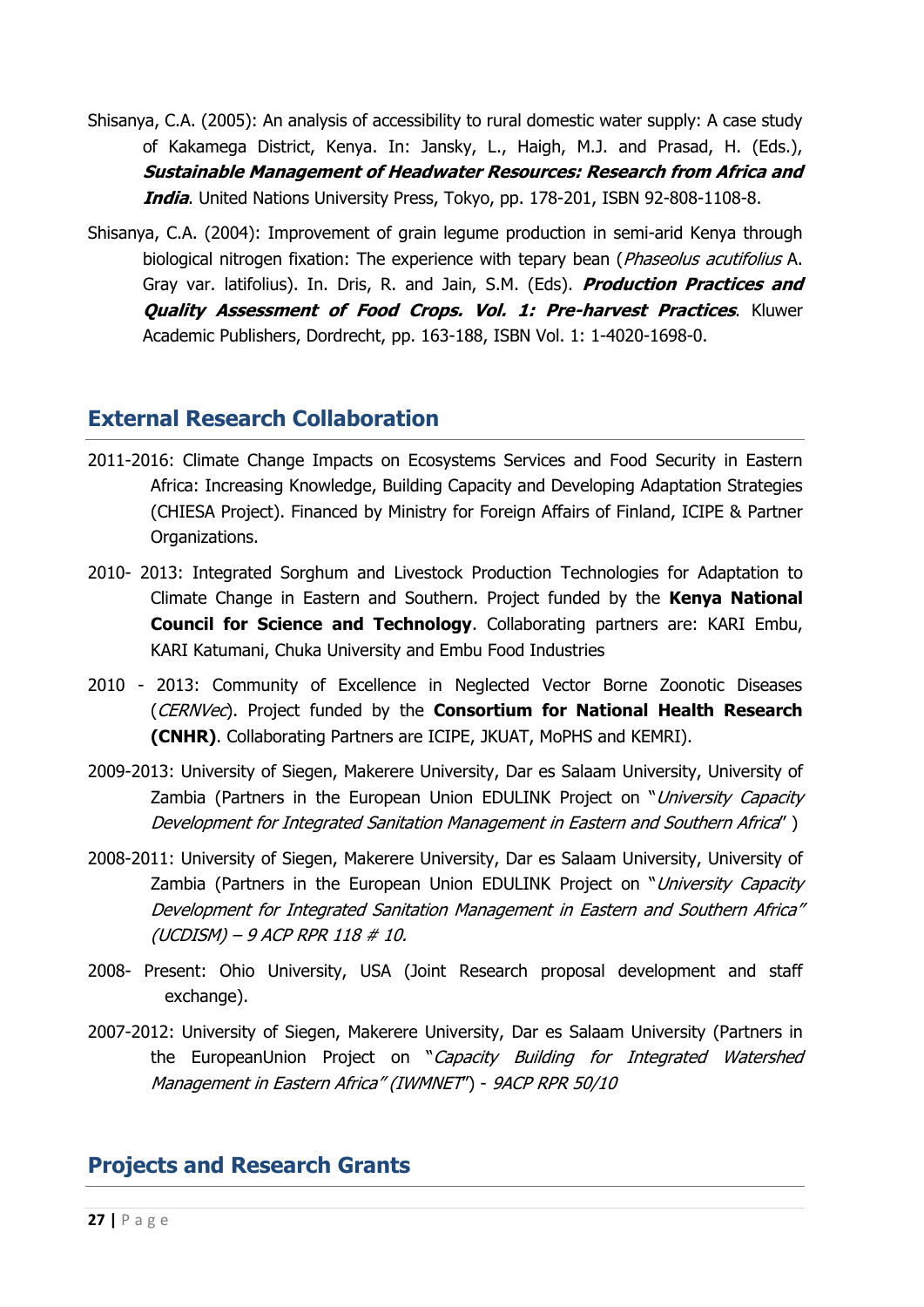Shisanya, C.A. (2005): An analysis of accessibility to rural domestic water supply: A case study of Kakamega District, Kenya. In: Jansky, L., Haigh, M.J. and Prasad, H. (Eds.), ***Sustainable Management of Headwater Resources: Research from Africa and India***. United Nations University Press, Tokyo, pp. 178-201, ISBN 92-808-1108-8.

Shisanya, C.A. (2004): Improvement of grain legume production in semi-arid Kenya through biological nitrogen fixation: The experience with tepary bean (*Phaseolus acutifolius* A. Gray var. latifolius). In. Dris, R. and Jain, S.M. (Eds). ***Production Practices and Quality Assessment of Food Crops. Vol. 1: Pre-harvest Practices***. Kluwer Academic Publishers, Dordrecht, pp. 163-188, ISBN Vol. 1: 1-4020-1698-0.

## External Research Collaboration

2011-2016: Climate Change Impacts on Ecosystems Services and Food Security in Eastern Africa: Increasing Knowledge, Building Capacity and Developing Adaptation Strategies (CHIESA Project). Financed by Ministry for Foreign Affairs of Finland, ICIPE & Partner Organizations.

2010- 2013: Integrated Sorghum and Livestock Production Technologies for Adaptation to Climate Change in Eastern and Southern. Project funded by the **Kenya National Council for Science and Technology**. Collaborating partners are: KARI Embu, KARI Katumani, Chuka University and Embu Food Industries

2010 - 2013: Community of Excellence in Neglected Vector Borne Zoonotic Diseases (*CERNVec*). Project funded by the **Consortium for National Health Research (CNHR)**. Collaborating Partners are ICIPE, JKUAT, MoPHS and KEMRI).

2009-2013: University of Siegen, Makerere University, Dar es Salaam University, University of Zambia (Partners in the European Union EDULINK Project on "*University Capacity Development for Integrated Sanitation Management in Eastern and Southern Africa*" )

2008-2011: University of Siegen, Makerere University, Dar es Salaam University, University of Zambia (Partners in the European Union EDULINK Project on "*University Capacity Development for Integrated Sanitation Management in Eastern and Southern Africa" (UCDISM) – 9 ACP RPR 118 # 10.*

2008- Present: Ohio University, USA (Joint Research proposal development and staff exchange).

2007-2012: University of Siegen, Makerere University, Dar es Salaam University (Partners in the EuropeanUnion Project on "*Capacity Building for Integrated Watershed Management in Eastern Africa" (IWMNET*") - *9ACP RPR 50/10*

## Projects and Research Grants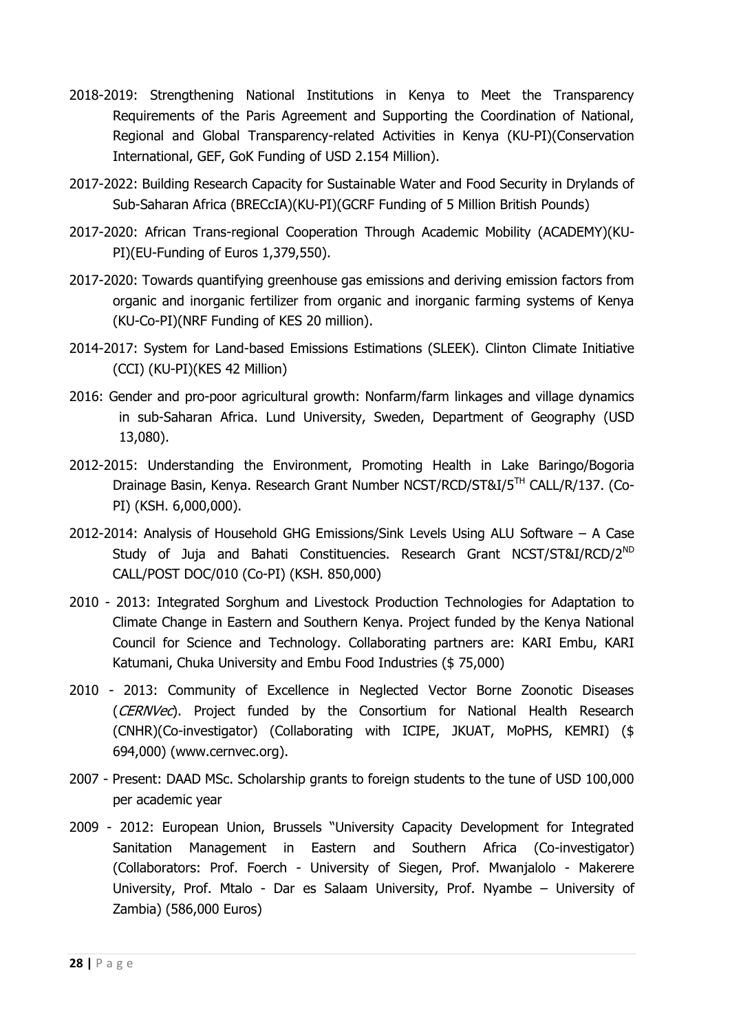2018-2019: Strengthening National Institutions in Kenya to Meet the Transparency Requirements of the Paris Agreement and Supporting the Coordination of National, Regional and Global Transparency-related Activities in Kenya (KU-PI)(Conservation International, GEF, GoK Funding of USD 2.154 Million).

2017-2022: Building Research Capacity for Sustainable Water and Food Security in Drylands of Sub-Saharan Africa (BRECcIA)(KU-PI)(GCRF Funding of 5 Million British Pounds)

2017-2020: African Trans-regional Cooperation Through Academic Mobility (ACADEMY)(KU-PI)(EU-Funding of Euros 1,379,550).

2017-2020: Towards quantifying greenhouse gas emissions and deriving emission factors from organic and inorganic fertilizer from organic and inorganic farming systems of Kenya (KU-Co-PI)(NRF Funding of KES 20 million).

2014-2017: System for Land-based Emissions Estimations (SLEEK). Clinton Climate Initiative (CCI) (KU-PI)(KES 42 Million)

2016: Gender and pro-poor agricultural growth: Nonfarm/farm linkages and village dynamics in sub-Saharan Africa. Lund University, Sweden, Department of Geography (USD 13,080).

2012-2015: Understanding the Environment, Promoting Health in Lake Baringo/Bogoria Drainage Basin, Kenya. Research Grant Number NCST/RCD/ST&I/5[TH] CALL/R/137. (Co-PI) (KSH. 6,000,000).

2012-2014: Analysis of Household GHG Emissions/Sink Levels Using ALU Software – A Case Study of Juja and Bahati Constituencies. Research Grant NCST/ST&I/RCD/2[ND] CALL/POST DOC/010 (Co-PI) (KSH. 850,000)

2010 - 2013: Integrated Sorghum and Livestock Production Technologies for Adaptation to Climate Change in Eastern and Southern Kenya. Project funded by the Kenya National Council for Science and Technology. Collaborating partners are: KARI Embu, KARI Katumani, Chuka University and Embu Food Industries ($ 75,000)

2010 - 2013: Community of Excellence in Neglected Vector Borne Zoonotic Diseases (*CERNVec*). Project funded by the Consortium for National Health Research (CNHR)(Co-investigator) (Collaborating with ICIPE, JKUAT, MoPHS, KEMRI) ($ 694,000) (www.cernvec.org).

2007 - Present: DAAD MSc. Scholarship grants to foreign students to the tune of USD 100,000 per academic year

2009 - 2012: European Union, Brussels "University Capacity Development for Integrated Sanitation Management in Eastern and Southern Africa (Co-investigator) (Collaborators: Prof. Foerch - University of Siegen, Prof. Mwanjalolo - Makerere University, Prof. Mtalo - Dar es Salaam University, Prof. Nyambe – University of Zambia) (586,000 Euros)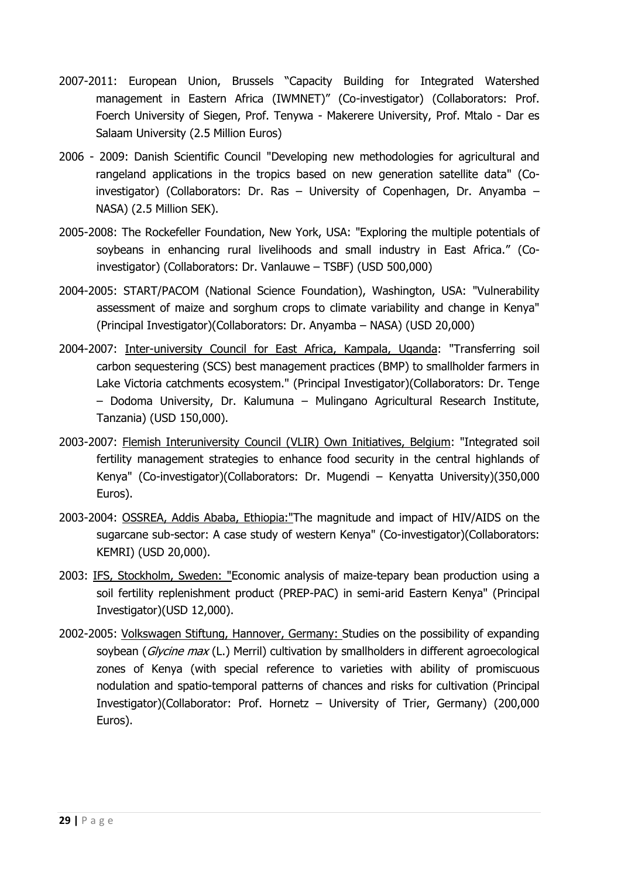2007-2011: European Union, Brussels "Capacity Building for Integrated Watershed management in Eastern Africa (IWMNET)" (Co-investigator) (Collaborators: Prof. Foerch University of Siegen, Prof. Tenywa - Makerere University, Prof. Mtalo - Dar es Salaam University (2.5 Million Euros)

2006 - 2009: Danish Scientific Council "Developing new methodologies for agricultural and rangeland applications in the tropics based on new generation satellite data" (Co-investigator) (Collaborators: Dr. Ras – University of Copenhagen, Dr. Anyamba – NASA) (2.5 Million SEK).

2005-2008: The Rockefeller Foundation, New York, USA: "Exploring the multiple potentials of soybeans in enhancing rural livelihoods and small industry in East Africa." (Co-investigator) (Collaborators: Dr. Vanlauwe – TSBF) (USD 500,000)

2004-2005: START/PACOM (National Science Foundation), Washington, USA: "Vulnerability assessment of maize and sorghum crops to climate variability and change in Kenya" (Principal Investigator)(Collaborators: Dr. Anyamba – NASA) (USD 20,000)

2004-2007: Inter-university Council for East Africa, Kampala, Uganda: "Transferring soil carbon sequestering (SCS) best management practices (BMP) to smallholder farmers in Lake Victoria catchments ecosystem." (Principal Investigator)(Collaborators: Dr. Tenge – Dodoma University, Dr. Kalumuna – Mulingano Agricultural Research Institute, Tanzania) (USD 150,000).

2003-2007: Flemish Interuniversity Council (VLIR) Own Initiatives, Belgium: "Integrated soil fertility management strategies to enhance food security in the central highlands of Kenya" (Co-investigator)(Collaborators: Dr. Mugendi – Kenyatta University)(350,000 Euros).

2003-2004: OSSREA, Addis Ababa, Ethiopia:"The magnitude and impact of HIV/AIDS on the sugarcane sub-sector: A case study of western Kenya" (Co-investigator)(Collaborators: KEMRI) (USD 20,000).

2003: IFS, Stockholm, Sweden: "Economic analysis of maize-tepary bean production using a soil fertility replenishment product (PREP-PAC) in semi-arid Eastern Kenya" (Principal Investigator)(USD 12,000).

2002-2005: Volkswagen Stiftung, Hannover, Germany: Studies on the possibility of expanding soybean (*Glycine max* (L.) Merril) cultivation by smallholders in different agroecological zones of Kenya (with special reference to varieties with ability of promiscuous nodulation and spatio-temporal patterns of chances and risks for cultivation (Principal Investigator)(Collaborator: Prof. Hornetz – University of Trier, Germany) (200,000 Euros).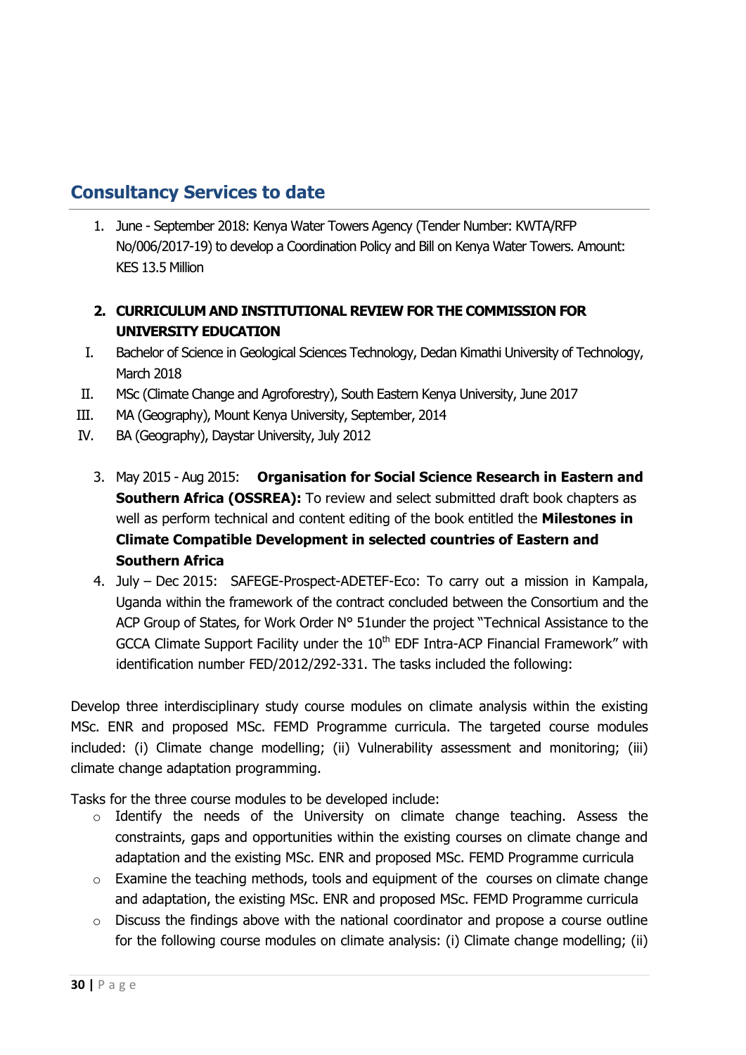## Consultancy Services to date

1. June - September 2018: Kenya Water Towers Agency (Tender Number: KWTA/RFP No/006/2017-19) to develop a Coordination Policy and Bill on Kenya Water Towers. Amount: KES 13.5 Million

2. **CURRICULUM AND INSTITUTIONAL REVIEW FOR THE COMMISSION FOR UNIVERSITY EDUCATION**

   I. Bachelor of Science in Geological Sciences Technology, Dedan Kimathi University of Technology, March 2018
   
   II. MSc (Climate Change and Agroforestry), South Eastern Kenya University, June 2017
   
   III. MA (Geography), Mount Kenya University, September, 2014
   
   IV. BA (Geography), Daystar University, July 2012

3. May 2015 - Aug 2015: **Organisation for Social Science Research in Eastern and Southern Africa (OSSREA):** To review and select submitted draft book chapters as well as perform technical and content editing of the book entitled the **Milestones in Climate Compatible Development in selected countries of Eastern and Southern Africa**

4. July – Dec 2015: SAFEGE-Prospect-ADETEF-Eco: To carry out a mission in Kampala, Uganda within the framework of the contract concluded between the Consortium and the ACP Group of States, for Work Order N° 51under the project "Technical Assistance to the GCCA Climate Support Facility under the 10th EDF Intra-ACP Financial Framework" with identification number FED/2012/292-331. The tasks included the following:

Develop three interdisciplinary study course modules on climate analysis within the existing MSc. ENR and proposed MSc. FEMD Programme curricula. The targeted course modules included: (i) Climate change modelling; (ii) Vulnerability assessment and monitoring; (iii) climate change adaptation programming.

Tasks for the three course modules to be developed include:

- Identify the needs of the University on climate change teaching. Assess the constraints, gaps and opportunities within the existing courses on climate change and adaptation and the existing MSc. ENR and proposed MSc. FEMD Programme curricula
- Examine the teaching methods, tools and equipment of the courses on climate change and adaptation, the existing MSc. ENR and proposed MSc. FEMD Programme curricula
- Discuss the findings above with the national coordinator and propose a course outline for the following course modules on climate analysis: (i) Climate change modelling; (ii)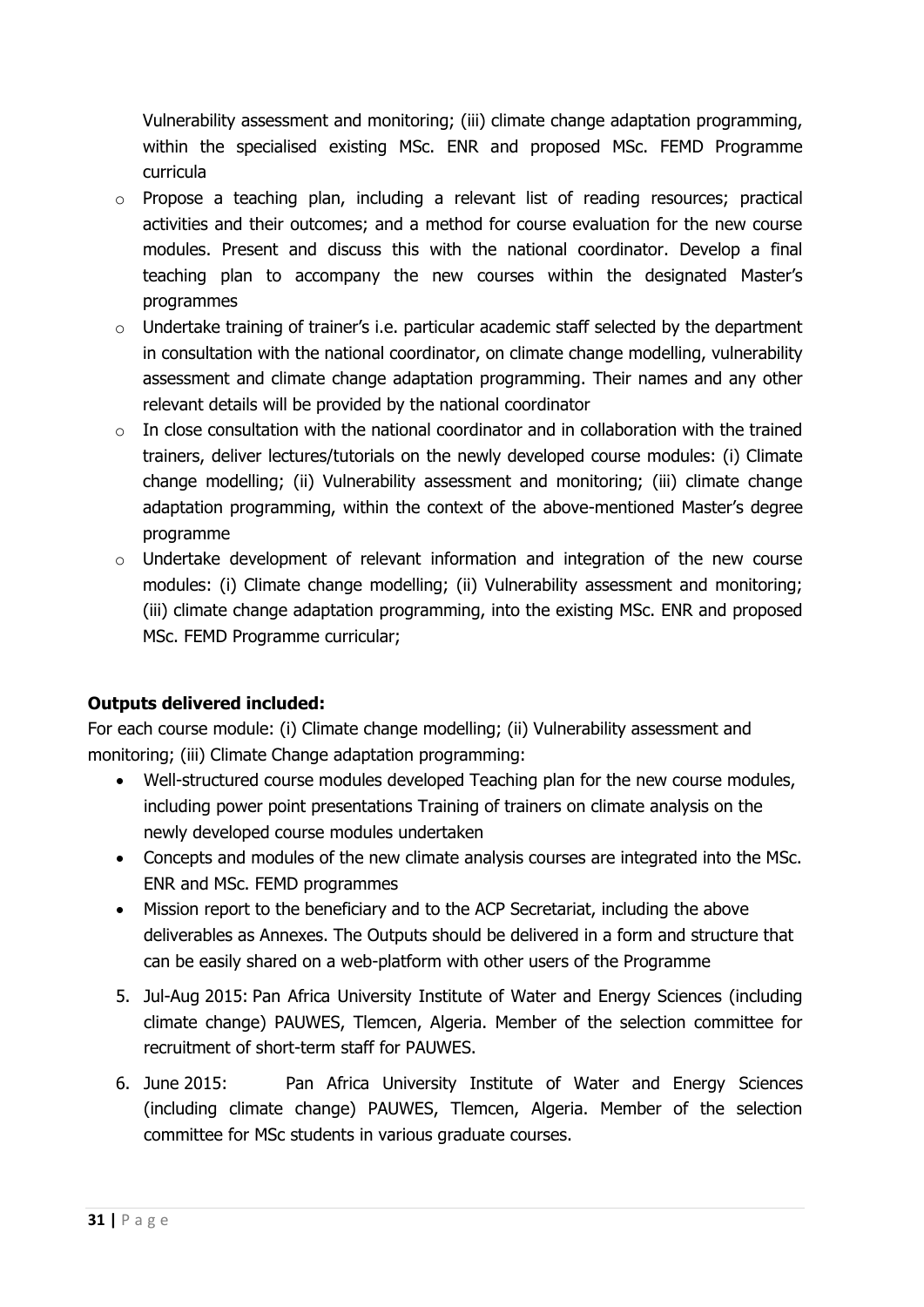Vulnerability assessment and monitoring; (iii) climate change adaptation programming, within the specialised existing MSc. ENR and proposed MSc. FEMD Programme curricula

- Propose a teaching plan, including a relevant list of reading resources; practical activities and their outcomes; and a method for course evaluation for the new course modules. Present and discuss this with the national coordinator. Develop a final teaching plan to accompany the new courses within the designated Master's programmes
- Undertake training of trainer's i.e. particular academic staff selected by the department in consultation with the national coordinator, on climate change modelling, vulnerability assessment and climate change adaptation programming. Their names and any other relevant details will be provided by the national coordinator
- In close consultation with the national coordinator and in collaboration with the trained trainers, deliver lectures/tutorials on the newly developed course modules: (i) Climate change modelling; (ii) Vulnerability assessment and monitoring; (iii) climate change adaptation programming, within the context of the above-mentioned Master's degree programme
- Undertake development of relevant information and integration of the new course modules: (i) Climate change modelling; (ii) Vulnerability assessment and monitoring; (iii) climate change adaptation programming, into the existing MSc. ENR and proposed MSc. FEMD Programme curricular;

**Outputs delivered included:**

For each course module: (i) Climate change modelling; (ii) Vulnerability assessment and monitoring; (iii) Climate Change adaptation programming:

- Well-structured course modules developed Teaching plan for the new course modules, including power point presentations Training of trainers on climate analysis on the newly developed course modules undertaken
- Concepts and modules of the new climate analysis courses are integrated into the MSc. ENR and MSc. FEMD programmes
- Mission report to the beneficiary and to the ACP Secretariat, including the above deliverables as Annexes. The Outputs should be delivered in a form and structure that can be easily shared on a web-platform with other users of the Programme

5. Jul-Aug 2015: Pan Africa University Institute of Water and Energy Sciences (including climate change) PAUWES, Tlemcen, Algeria. Member of the selection committee for recruitment of short-term staff for PAUWES.

6. June 2015: Pan Africa University Institute of Water and Energy Sciences (including climate change) PAUWES, Tlemcen, Algeria. Member of the selection committee for MSc students in various graduate courses.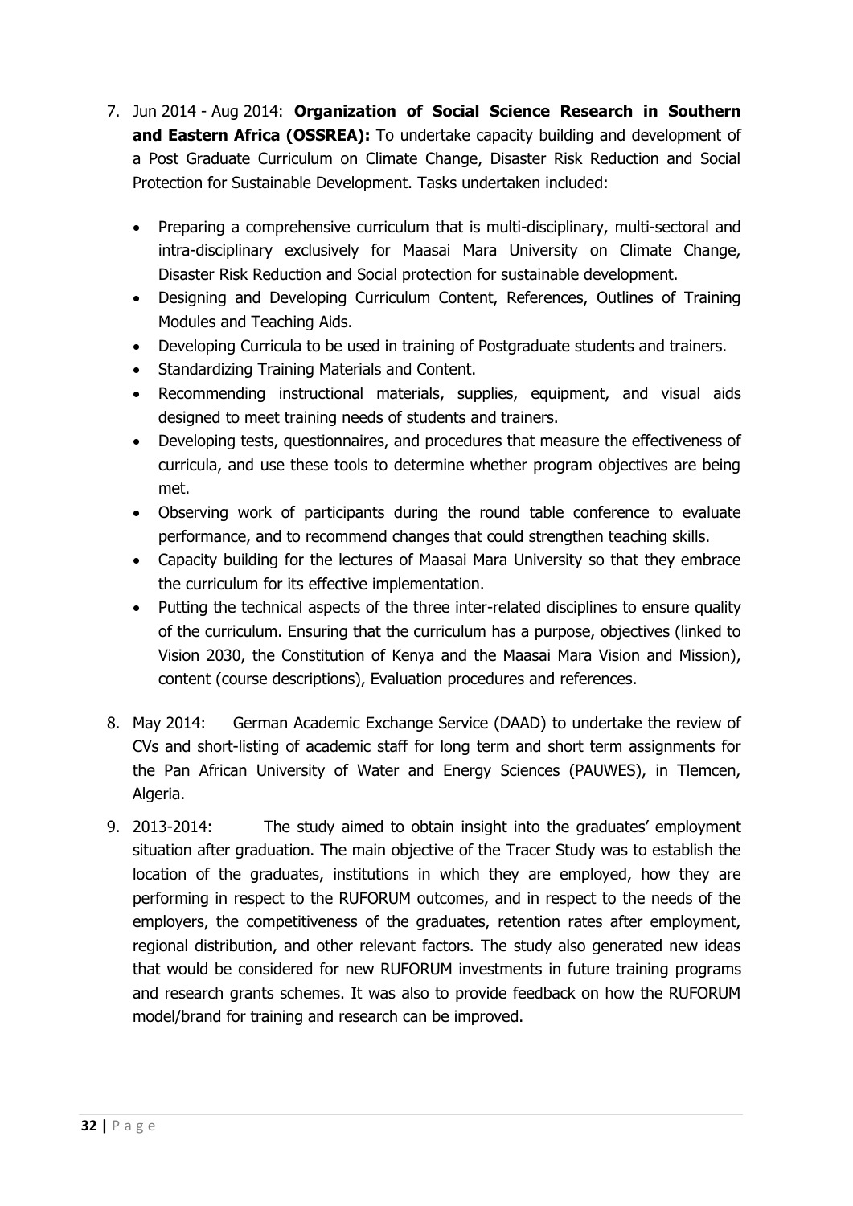7. Jun 2014 - Aug 2014: **Organization of Social Science Research in Southern and Eastern Africa (OSSREA):** To undertake capacity building and development of a Post Graduate Curriculum on Climate Change, Disaster Risk Reduction and Social Protection for Sustainable Development. Tasks undertaken included:

    - Preparing a comprehensive curriculum that is multi-disciplinary, multi-sectoral and intra-disciplinary exclusively for Maasai Mara University on Climate Change, Disaster Risk Reduction and Social protection for sustainable development.
    - Designing and Developing Curriculum Content, References, Outlines of Training Modules and Teaching Aids.
    - Developing Curricula to be used in training of Postgraduate students and trainers.
    - Standardizing Training Materials and Content.
    - Recommending instructional materials, supplies, equipment, and visual aids designed to meet training needs of students and trainers.
    - Developing tests, questionnaires, and procedures that measure the effectiveness of curricula, and use these tools to determine whether program objectives are being met.
    - Observing work of participants during the round table conference to evaluate performance, and to recommend changes that could strengthen teaching skills.
    - Capacity building for the lectures of Maasai Mara University so that they embrace the curriculum for its effective implementation.
    - Putting the technical aspects of the three inter-related disciplines to ensure quality of the curriculum. Ensuring that the curriculum has a purpose, objectives (linked to Vision 2030, the Constitution of Kenya and the Maasai Mara Vision and Mission), content (course descriptions), Evaluation procedures and references.

8. May 2014: German Academic Exchange Service (DAAD) to undertake the review of CVs and short-listing of academic staff for long term and short term assignments for the Pan African University of Water and Energy Sciences (PAUWES), in Tlemcen, Algeria.

9. 2013-2014: The study aimed to obtain insight into the graduates' employment situation after graduation. The main objective of the Tracer Study was to establish the location of the graduates, institutions in which they are employed, how they are performing in respect to the RUFORUM outcomes, and in respect to the needs of the employers, the competitiveness of the graduates, retention rates after employment, regional distribution, and other relevant factors. The study also generated new ideas that would be considered for new RUFORUM investments in future training programs and research grants schemes. It was also to provide feedback on how the RUFORUM model/brand for training and research can be improved.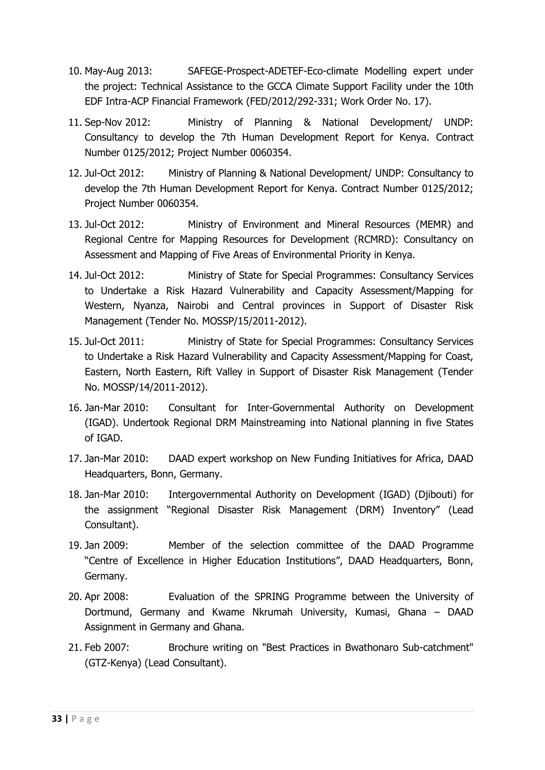10. May-Aug 2013: SAFEGE-Prospect-ADETEF-Eco-climate Modelling expert under the project: Technical Assistance to the GCCA Climate Support Facility under the 10th EDF Intra-ACP Financial Framework (FED/2012/292-331; Work Order No. 17).
11. Sep-Nov 2012: Ministry of Planning & National Development/ UNDP: Consultancy to develop the 7th Human Development Report for Kenya. Contract Number 0125/2012; Project Number 0060354.
12. Jul-Oct 2012: Ministry of Planning & National Development/ UNDP: Consultancy to develop the 7th Human Development Report for Kenya. Contract Number 0125/2012; Project Number 0060354.
13. Jul-Oct 2012: Ministry of Environment and Mineral Resources (MEMR) and Regional Centre for Mapping Resources for Development (RCMRD): Consultancy on Assessment and Mapping of Five Areas of Environmental Priority in Kenya.
14. Jul-Oct 2012: Ministry of State for Special Programmes: Consultancy Services to Undertake a Risk Hazard Vulnerability and Capacity Assessment/Mapping for Western, Nyanza, Nairobi and Central provinces in Support of Disaster Risk Management (Tender No. MOSSP/15/2011-2012).
15. Jul-Oct 2011: Ministry of State for Special Programmes: Consultancy Services to Undertake a Risk Hazard Vulnerability and Capacity Assessment/Mapping for Coast, Eastern, North Eastern, Rift Valley in Support of Disaster Risk Management (Tender No. MOSSP/14/2011-2012).
16. Jan-Mar 2010: Consultant for Inter-Governmental Authority on Development (IGAD). Undertook Regional DRM Mainstreaming into National planning in five States of IGAD.
17. Jan-Mar 2010: DAAD expert workshop on New Funding Initiatives for Africa, DAAD Headquarters, Bonn, Germany.
18. Jan-Mar 2010: Intergovernmental Authority on Development (IGAD) (Djibouti) for the assignment "Regional Disaster Risk Management (DRM) Inventory" (Lead Consultant).
19. Jan 2009: Member of the selection committee of the DAAD Programme "Centre of Excellence in Higher Education Institutions", DAAD Headquarters, Bonn, Germany.
20. Apr 2008: Evaluation of the SPRING Programme between the University of Dortmund, Germany and Kwame Nkrumah University, Kumasi, Ghana – DAAD Assignment in Germany and Ghana.
21. Feb 2007: Brochure writing on "Best Practices in Bwathonaro Sub-catchment" (GTZ-Kenya) (Lead Consultant).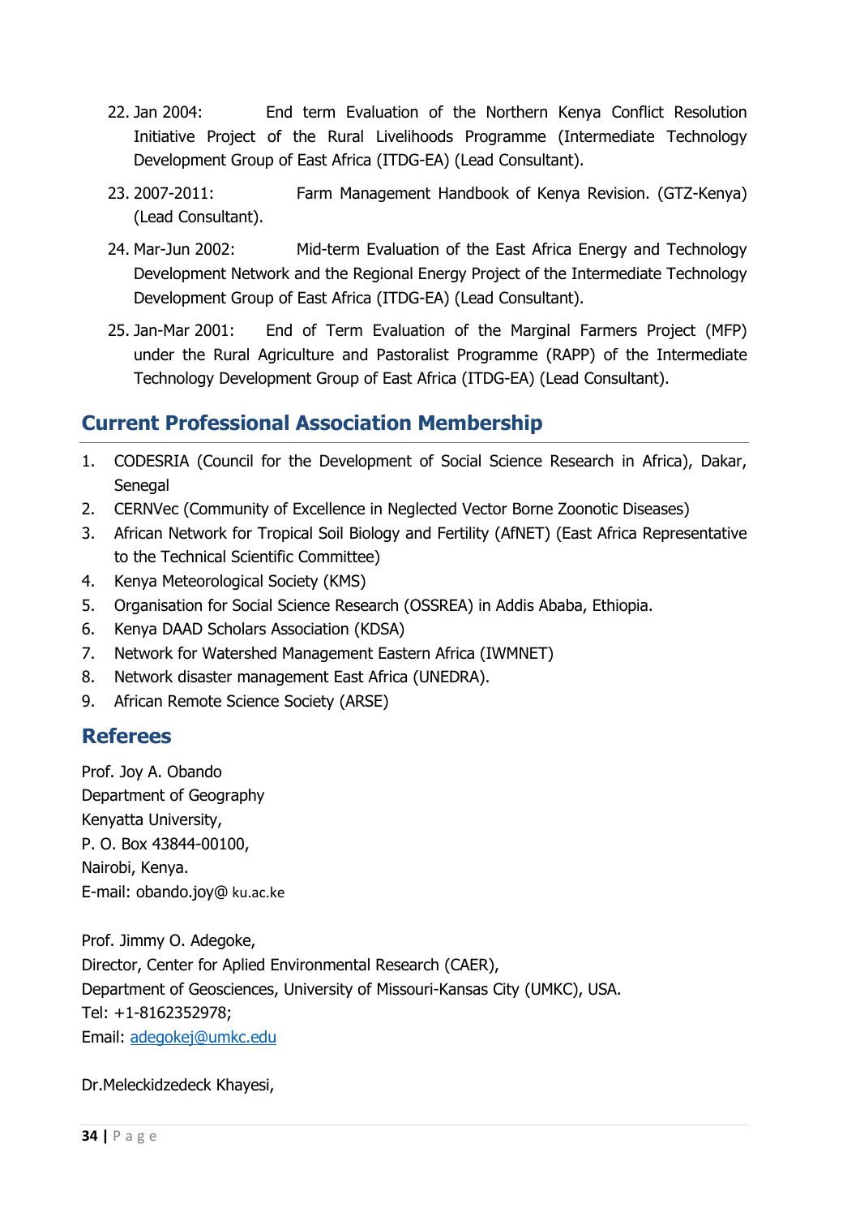22. Jan 2004: End term Evaluation of the Northern Kenya Conflict Resolution Initiative Project of the Rural Livelihoods Programme (Intermediate Technology Development Group of East Africa (ITDG-EA) (Lead Consultant).
23. 2007-2011: Farm Management Handbook of Kenya Revision. (GTZ-Kenya) (Lead Consultant).
24. Mar-Jun 2002: Mid-term Evaluation of the East Africa Energy and Technology Development Network and the Regional Energy Project of the Intermediate Technology Development Group of East Africa (ITDG-EA) (Lead Consultant).
25. Jan-Mar 2001: End of Term Evaluation of the Marginal Farmers Project (MFP) under the Rural Agriculture and Pastoralist Programme (RAPP) of the Intermediate Technology Development Group of East Africa (ITDG-EA) (Lead Consultant).

## Current Professional Association Membership

1. CODESRIA (Council for the Development of Social Science Research in Africa), Dakar, Senegal
2. CERNVec (Community of Excellence in Neglected Vector Borne Zoonotic Diseases)
3. African Network for Tropical Soil Biology and Fertility (AfNET) (East Africa Representative to the Technical Scientific Committee)
4. Kenya Meteorological Society (KMS)
5. Organisation for Social Science Research (OSSREA) in Addis Ababa, Ethiopia.
6. Kenya DAAD Scholars Association (KDSA)
7. Network for Watershed Management Eastern Africa (IWMNET)
8. Network disaster management East Africa (UNEDRA).
9. African Remote Science Society (ARSE)

## Referees

Prof. Joy A. Obando
Department of Geography
Kenyatta University,
P. O. Box 43844-00100,
Nairobi, Kenya.
E-mail: obando.joy@ ku.ac.ke

Prof. Jimmy O. Adegoke,
Director, Center for Aplied Environmental Research (CAER),
Department of Geosciences, University of Missouri-Kansas City (UMKC), USA.
Tel: +1-8162352978;
Email: adegokej@umkc.edu

Dr.Meleckidzedeck Khayesi,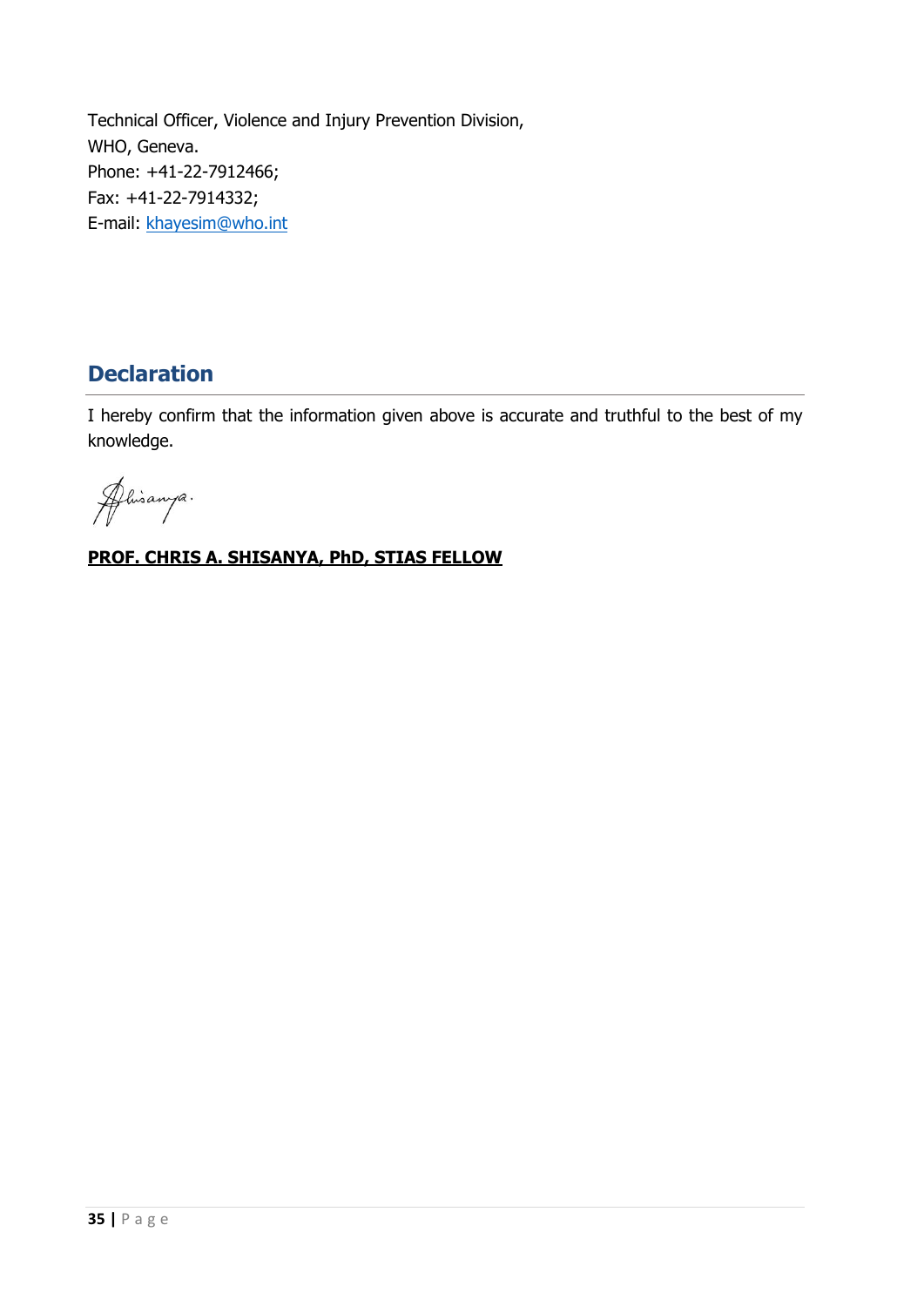Technical Officer, Violence and Injury Prevention Division,
WHO, Geneva.
Phone: +41-22-7912466;
Fax: +41-22-7914332;
E-mail: khayesim@who.int

## Declaration

I hereby confirm that the information given above is accurate and truthful to the best of my knowledge.

**PROF. CHRIS A. SHISANYA, PhD, STIAS FELLOW**